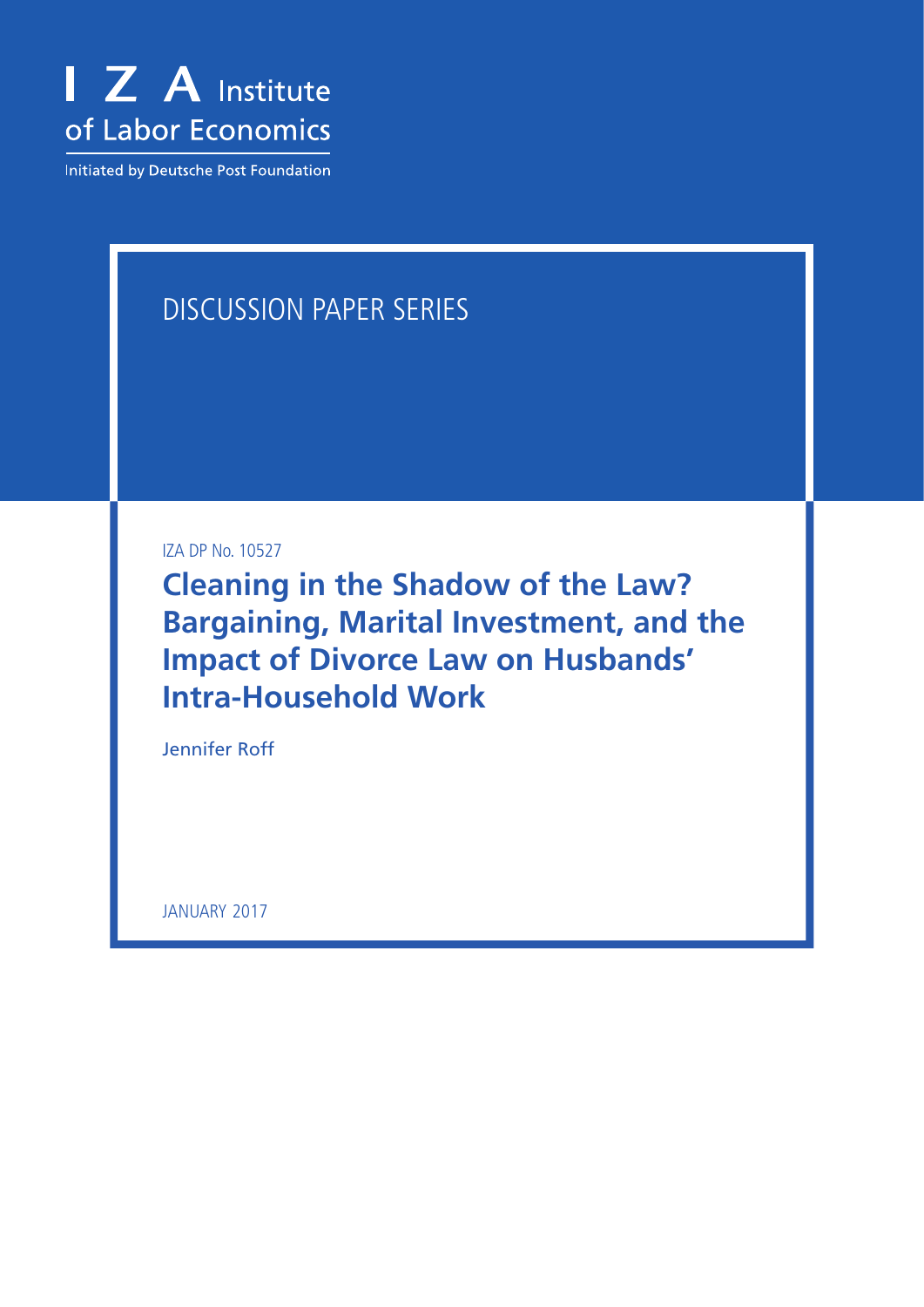I Z A Institute of Labor Economics

Initiated by Deutsche Post Foundation

DISCUSSION PAPER SERIES

IZA DP No. 10527

# Cleaning in the Shadow of the Law? Bargaining, Marital Investment, and the Impact of Divorce Law on Husbands' Intra-Household Work

Jennifer Roff

JANUARY 2017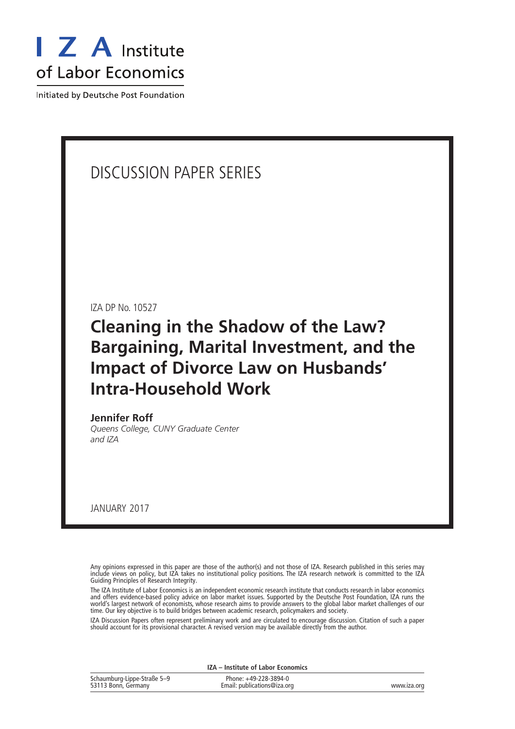I Z A Institute of Labor Economics

Initiated by Deutsche Post Foundation

DISCUSSION PAPER SERIES

IZA DP No. 10527

# Cleaning in the Shadow of the Law? Bargaining, Marital Investment, and the Impact of Divorce Law on Husbands' Intra-Household Work

**Jennifer Roff**

*Queens College, CUNY Graduate Center and IZA*

JANUARY 2017

Any opinions expressed in this paper are those of the author(s) and not those of IZA. Research published in this series may include views on policy, but IZA takes no institutional policy positions. The IZA research network is committed to the IZA Guiding Principles of Research Integrity.

The IZA Institute of Labor Economics is an independent economic research institute that conducts research in labor economics and offers evidence-based policy advice on labor market issues. Supported by the Deutsche Post Foundation, IZA runs the world's largest network of economists, whose research aims to provide answers to the global labor market challenges of our time. Our key objective is to build bridges between academic research, policymakers and society.

IZA Discussion Papers often represent preliminary work and are circulated to encourage discussion. Citation of such a paper should account for its provisional character. A revised version may be available directly from the author.

**IZA – Institute of Labor Economics**

Schaumburg-Lippe-Straße 5–9
53113 Bonn, Germany

Phone: +49-228-3894-0
Email: publications@iza.org

www.iza.org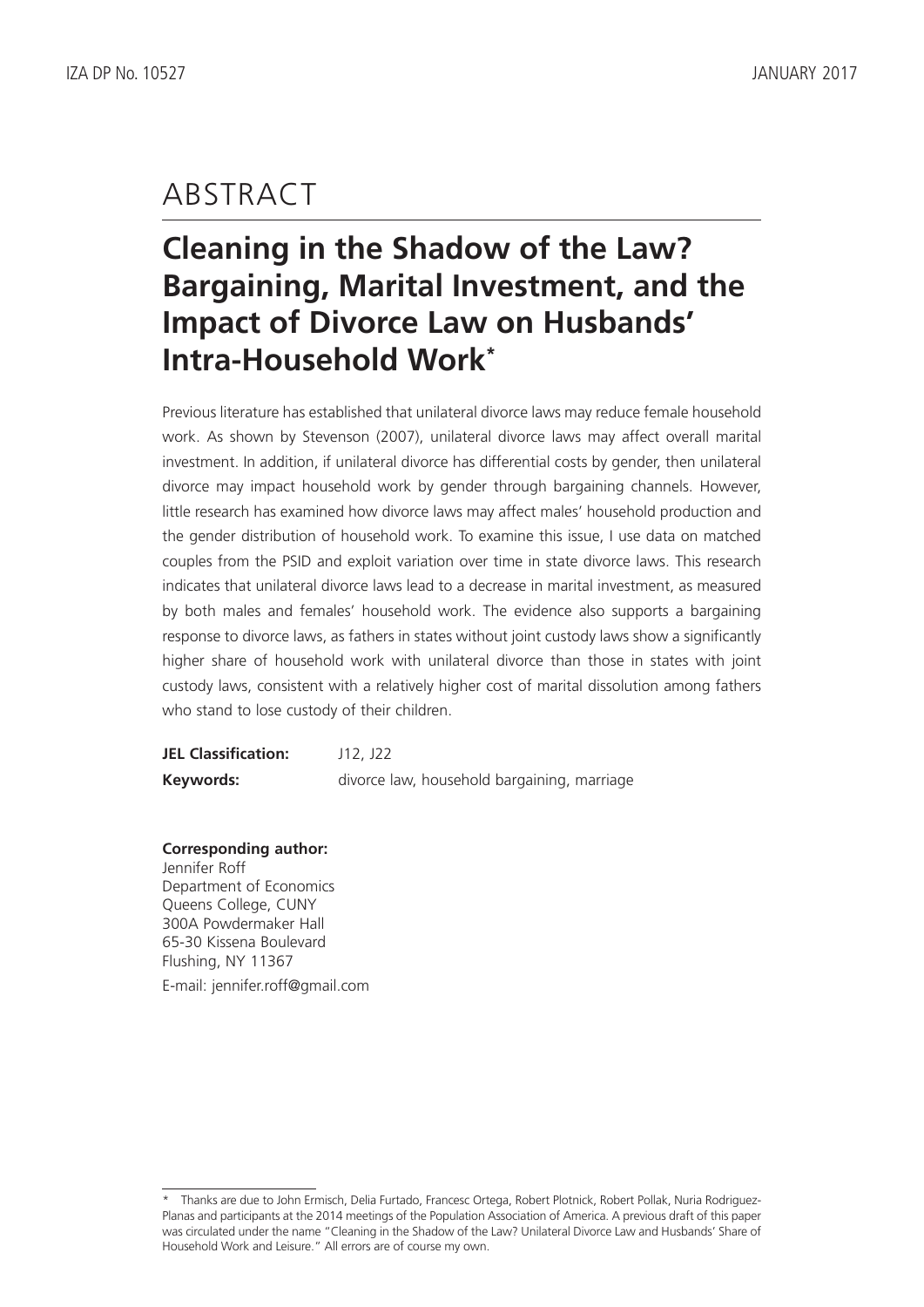# ABSTRACT

## Cleaning in the Shadow of the Law? Bargaining, Marital Investment, and the Impact of Divorce Law on Husbands' Intra-Household Work*

Previous literature has established that unilateral divorce laws may reduce female household work. As shown by Stevenson (2007), unilateral divorce laws may affect overall marital investment. In addition, if unilateral divorce has differential costs by gender, then unilateral divorce may impact household work by gender through bargaining channels. However, little research has examined how divorce laws may affect males' household production and the gender distribution of household work. To examine this issue, I use data on matched couples from the PSID and exploit variation over time in state divorce laws. This research indicates that unilateral divorce laws lead to a decrease in marital investment, as measured by both males and females' household work. The evidence also supports a bargaining response to divorce laws, as fathers in states without joint custody laws show a significantly higher share of household work with unilateral divorce than those in states with joint custody laws, consistent with a relatively higher cost of marital dissolution among fathers who stand to lose custody of their children.

**JEL Classification:** J12, J22

**Keywords:** divorce law, household bargaining, marriage

**Corresponding author:**
Jennifer Roff
Department of Economics
Queens College, CUNY
300A Powdermaker Hall
65-30 Kissena Boulevard
Flushing, NY 11367
E-mail: jennifer.roff@gmail.com

\* Thanks are due to John Ermisch, Delia Furtado, Francesc Ortega, Robert Plotnick, Robert Pollak, Nuria Rodriguez-Planas and participants at the 2014 meetings of the Population Association of America. A previous draft of this paper was circulated under the name "Cleaning in the Shadow of the Law? Unilateral Divorce Law and Husbands' Share of Household Work and Leisure." All errors are of course my own.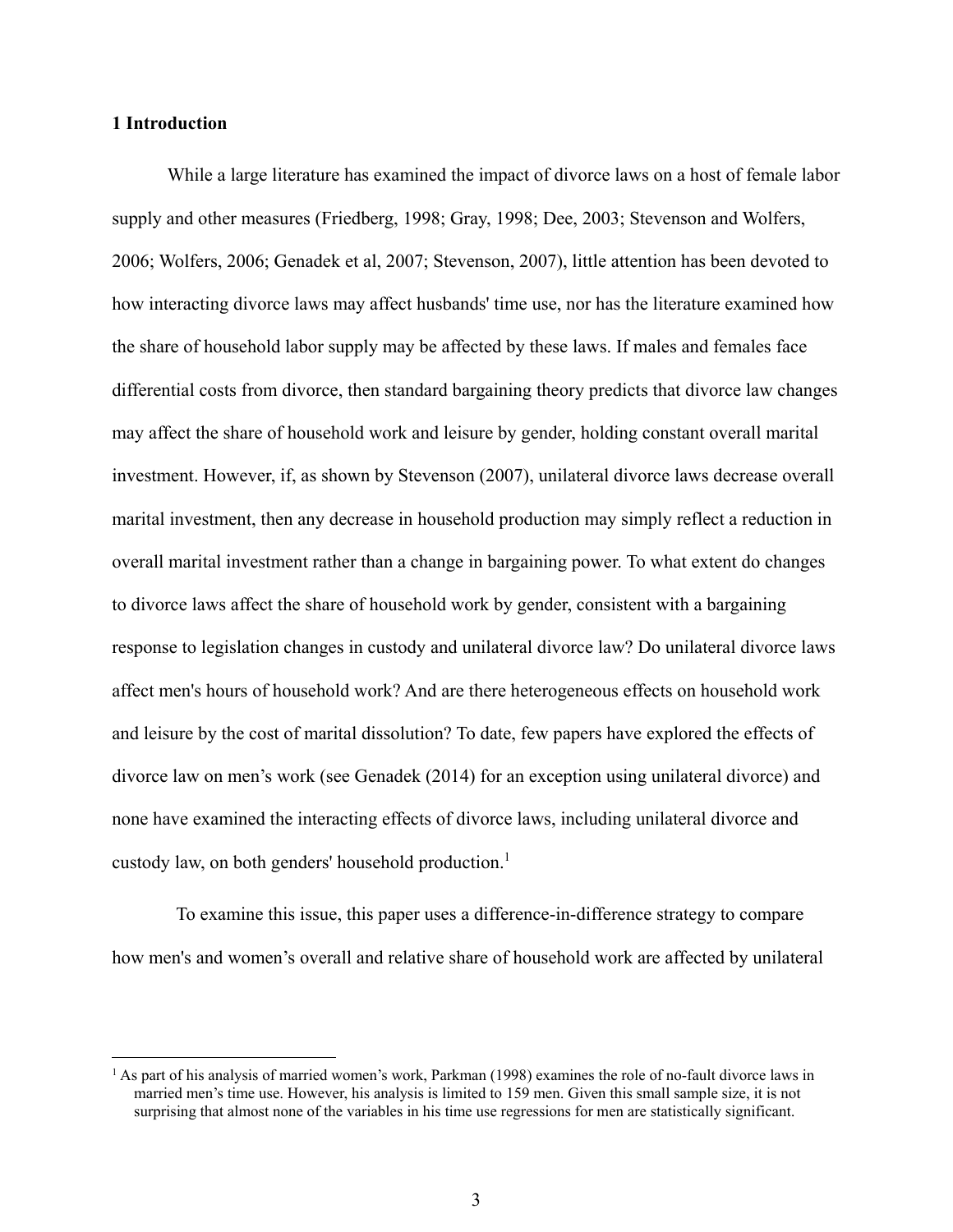## 1 Introduction

While a large literature has examined the impact of divorce laws on a host of female labor supply and other measures (Friedberg, 1998; Gray, 1998; Dee, 2003; Stevenson and Wolfers, 2006; Wolfers, 2006; Genadek et al, 2007; Stevenson, 2007), little attention has been devoted to how interacting divorce laws may affect husbands' time use, nor has the literature examined how the share of household labor supply may be affected by these laws. If males and females face differential costs from divorce, then standard bargaining theory predicts that divorce law changes may affect the share of household work and leisure by gender, holding constant overall marital investment. However, if, as shown by Stevenson (2007), unilateral divorce laws decrease overall marital investment, then any decrease in household production may simply reflect a reduction in overall marital investment rather than a change in bargaining power. To what extent do changes to divorce laws affect the share of household work by gender, consistent with a bargaining response to legislation changes in custody and unilateral divorce law? Do unilateral divorce laws affect men's hours of household work? And are there heterogeneous effects on household work and leisure by the cost of marital dissolution? To date, few papers have explored the effects of divorce law on men's work (see Genadek (2014) for an exception using unilateral divorce) and none have examined the interacting effects of divorce laws, including unilateral divorce and custody law, on both genders' household production.[1]

To examine this issue, this paper uses a difference-in-difference strategy to compare how men's and women's overall and relative share of household work are affected by unilateral

[1] As part of his analysis of married women's work, Parkman (1998) examines the role of no-fault divorce laws in married men's time use. However, his analysis is limited to 159 men. Given this small sample size, it is not surprising that almost none of the variables in his time use regressions for men are statistically significant.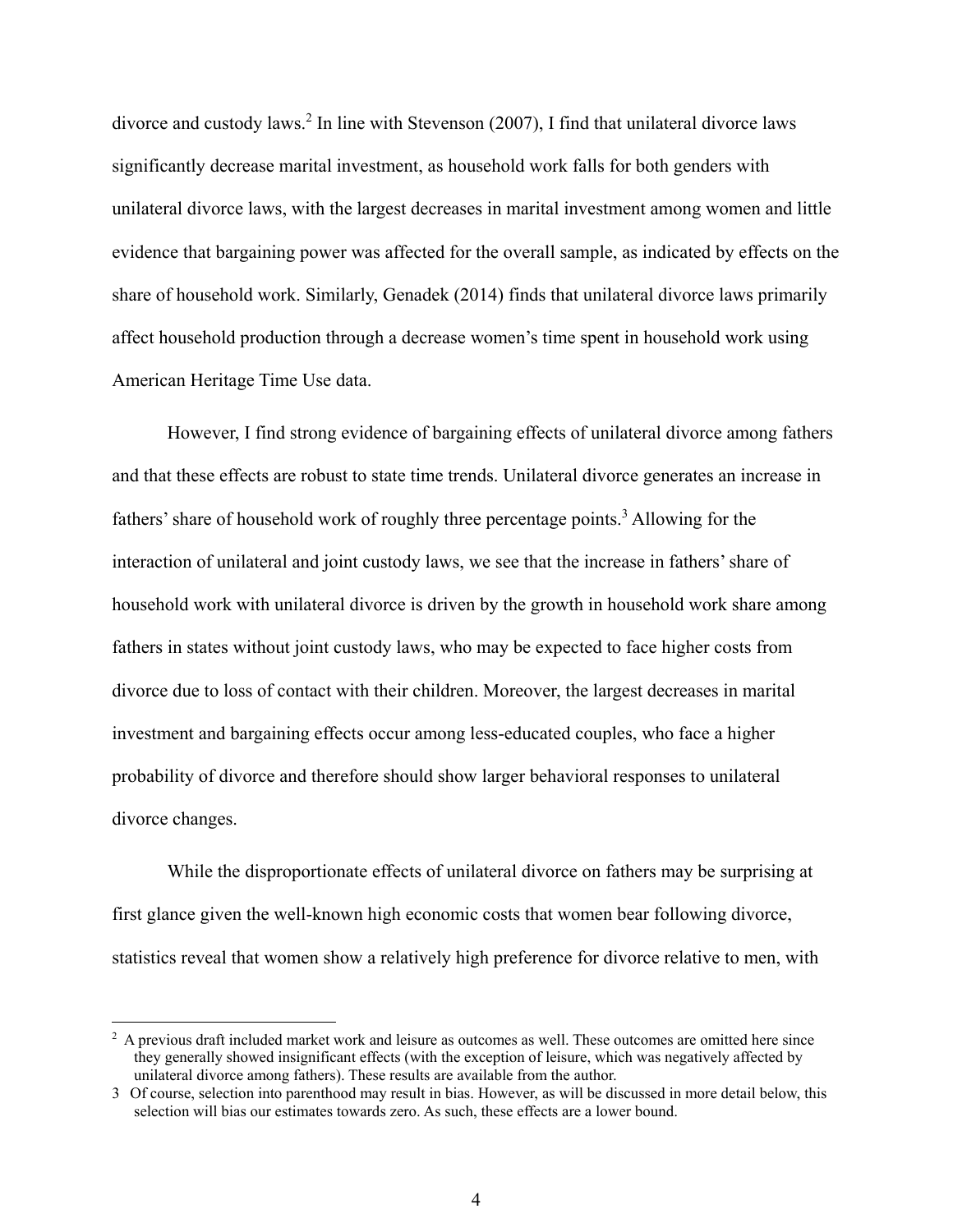divorce and custody laws.[2] In line with Stevenson (2007), I find that unilateral divorce laws significantly decrease marital investment, as household work falls for both genders with unilateral divorce laws, with the largest decreases in marital investment among women and little evidence that bargaining power was affected for the overall sample, as indicated by effects on the share of household work. Similarly, Genadek (2014) finds that unilateral divorce laws primarily affect household production through a decrease women's time spent in household work using American Heritage Time Use data.

However, I find strong evidence of bargaining effects of unilateral divorce among fathers and that these effects are robust to state time trends. Unilateral divorce generates an increase in fathers' share of household work of roughly three percentage points.[3] Allowing for the interaction of unilateral and joint custody laws, we see that the increase in fathers' share of household work with unilateral divorce is driven by the growth in household work share among fathers in states without joint custody laws, who may be expected to face higher costs from divorce due to loss of contact with their children. Moreover, the largest decreases in marital investment and bargaining effects occur among less-educated couples, who face a higher probability of divorce and therefore should show larger behavioral responses to unilateral divorce changes.

While the disproportionate effects of unilateral divorce on fathers may be surprising at first glance given the well-known high economic costs that women bear following divorce, statistics reveal that women show a relatively high preference for divorce relative to men, with

---

[2] A previous draft included market work and leisure as outcomes as well. These outcomes are omitted here since they generally showed insignificant effects (with the exception of leisure, which was negatively affected by unilateral divorce among fathers). These results are available from the author.

[3] Of course, selection into parenthood may result in bias. However, as will be discussed in more detail below, this selection will bias our estimates towards zero. As such, these effects are a lower bound.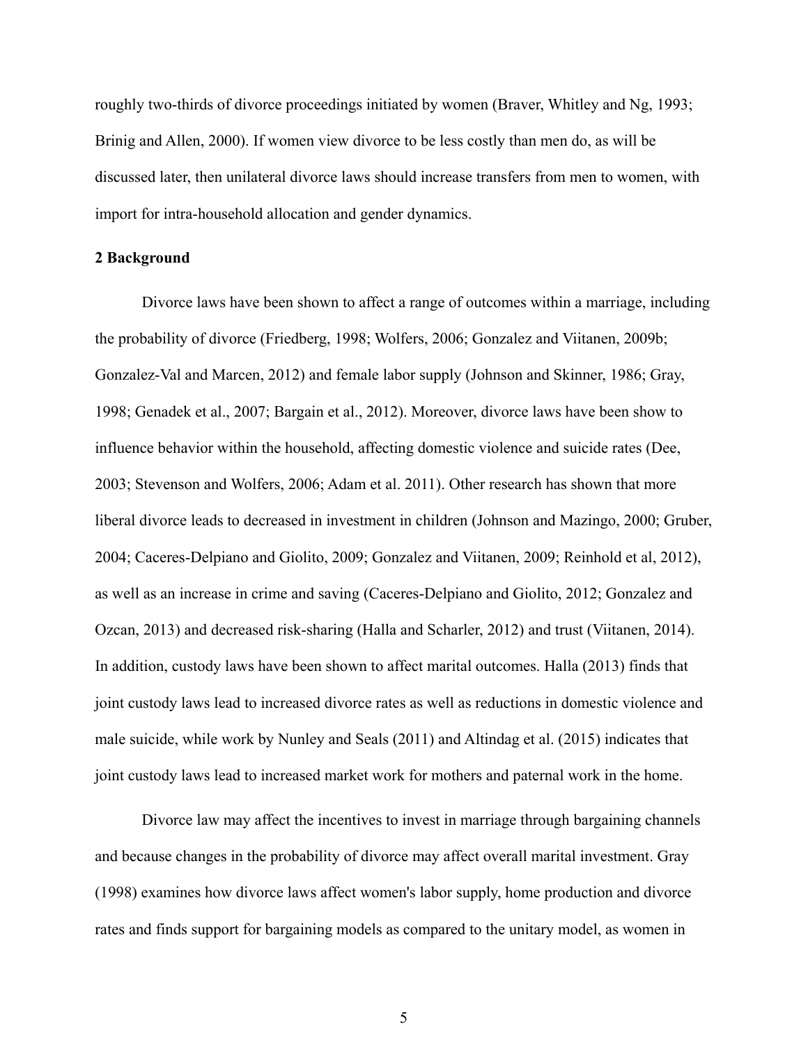roughly two-thirds of divorce proceedings initiated by women (Braver, Whitley and Ng, 1993; Brinig and Allen, 2000). If women view divorce to be less costly than men do, as will be discussed later, then unilateral divorce laws should increase transfers from men to women, with import for intra-household allocation and gender dynamics.

## 2 Background

Divorce laws have been shown to affect a range of outcomes within a marriage, including the probability of divorce (Friedberg, 1998; Wolfers, 2006; Gonzalez and Viitanen, 2009b; Gonzalez-Val and Marcen, 2012) and female labor supply (Johnson and Skinner, 1986; Gray, 1998; Genadek et al., 2007; Bargain et al., 2012). Moreover, divorce laws have been show to influence behavior within the household, affecting domestic violence and suicide rates (Dee, 2003; Stevenson and Wolfers, 2006; Adam et al. 2011). Other research has shown that more liberal divorce leads to decreased in investment in children (Johnson and Mazingo, 2000; Gruber, 2004; Caceres-Delpiano and Giolito, 2009; Gonzalez and Viitanen, 2009; Reinhold et al, 2012), as well as an increase in crime and saving (Caceres-Delpiano and Giolito, 2012; Gonzalez and Ozcan, 2013) and decreased risk-sharing (Halla and Scharler, 2012) and trust (Viitanen, 2014). In addition, custody laws have been shown to affect marital outcomes. Halla (2013) finds that joint custody laws lead to increased divorce rates as well as reductions in domestic violence and male suicide, while work by Nunley and Seals (2011) and Altindag et al. (2015) indicates that joint custody laws lead to increased market work for mothers and paternal work in the home.

Divorce law may affect the incentives to invest in marriage through bargaining channels and because changes in the probability of divorce may affect overall marital investment. Gray (1998) examines how divorce laws affect women's labor supply, home production and divorce rates and finds support for bargaining models as compared to the unitary model, as women in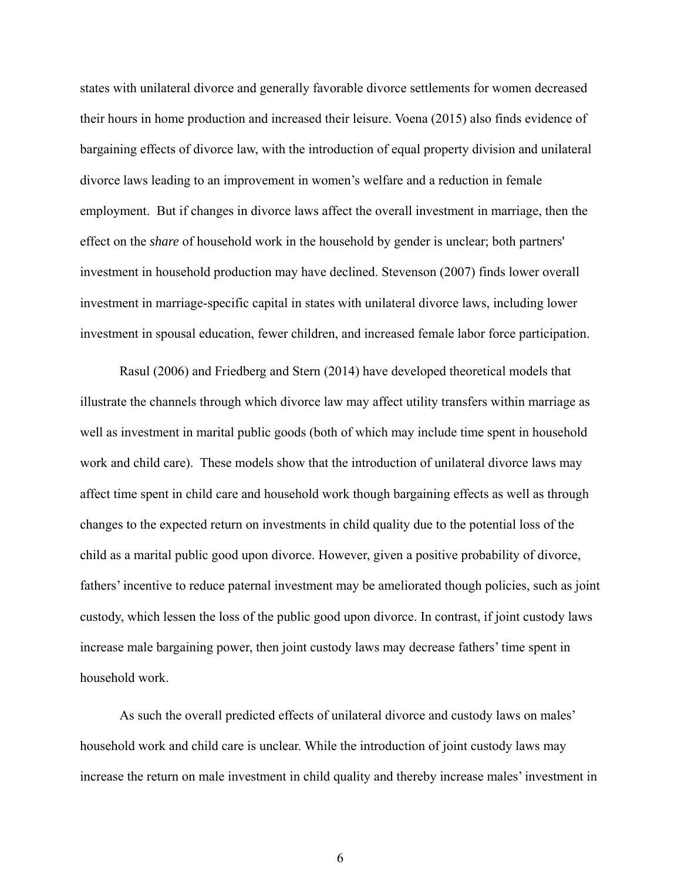states with unilateral divorce and generally favorable divorce settlements for women decreased their hours in home production and increased their leisure. Voena (2015) also finds evidence of bargaining effects of divorce law, with the introduction of equal property division and unilateral divorce laws leading to an improvement in women's welfare and a reduction in female employment. But if changes in divorce laws affect the overall investment in marriage, then the effect on the *share* of household work in the household by gender is unclear; both partners' investment in household production may have declined. Stevenson (2007) finds lower overall investment in marriage-specific capital in states with unilateral divorce laws, including lower investment in spousal education, fewer children, and increased female labor force participation.

Rasul (2006) and Friedberg and Stern (2014) have developed theoretical models that illustrate the channels through which divorce law may affect utility transfers within marriage as well as investment in marital public goods (both of which may include time spent in household work and child care). These models show that the introduction of unilateral divorce laws may affect time spent in child care and household work though bargaining effects as well as through changes to the expected return on investments in child quality due to the potential loss of the child as a marital public good upon divorce. However, given a positive probability of divorce, fathers' incentive to reduce paternal investment may be ameliorated though policies, such as joint custody, which lessen the loss of the public good upon divorce. In contrast, if joint custody laws increase male bargaining power, then joint custody laws may decrease fathers' time spent in household work.

As such the overall predicted effects of unilateral divorce and custody laws on males' household work and child care is unclear. While the introduction of joint custody laws may increase the return on male investment in child quality and thereby increase males' investment in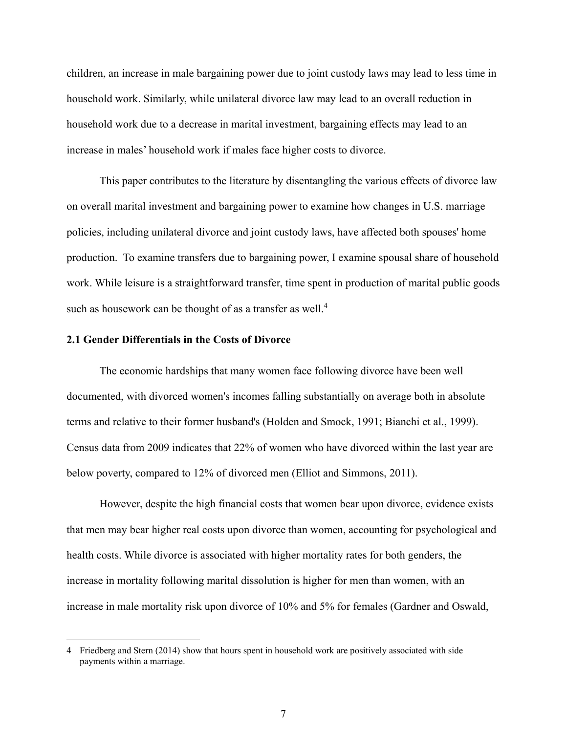children, an increase in male bargaining power due to joint custody laws may lead to less time in household work. Similarly, while unilateral divorce law may lead to an overall reduction in household work due to a decrease in marital investment, bargaining effects may lead to an increase in males' household work if males face higher costs to divorce.

This paper contributes to the literature by disentangling the various effects of divorce law on overall marital investment and bargaining power to examine how changes in U.S. marriage policies, including unilateral divorce and joint custody laws, have affected both spouses' home production. To examine transfers due to bargaining power, I examine spousal share of household work. While leisure is a straightforward transfer, time spent in production of marital public goods such as housework can be thought of as a transfer as well.[4]

### 2.1 Gender Differentials in the Costs of Divorce

The economic hardships that many women face following divorce have been well documented, with divorced women's incomes falling substantially on average both in absolute terms and relative to their former husband's (Holden and Smock, 1991; Bianchi et al., 1999). Census data from 2009 indicates that 22% of women who have divorced within the last year are below poverty, compared to 12% of divorced men (Elliot and Simmons, 2011).

However, despite the high financial costs that women bear upon divorce, evidence exists that men may bear higher real costs upon divorce than women, accounting for psychological and health costs. While divorce is associated with higher mortality rates for both genders, the increase in mortality following marital dissolution is higher for men than women, with an increase in male mortality risk upon divorce of 10% and 5% for females (Gardner and Oswald,

---

4 Friedberg and Stern (2014) show that hours spent in household work are positively associated with side payments within a marriage.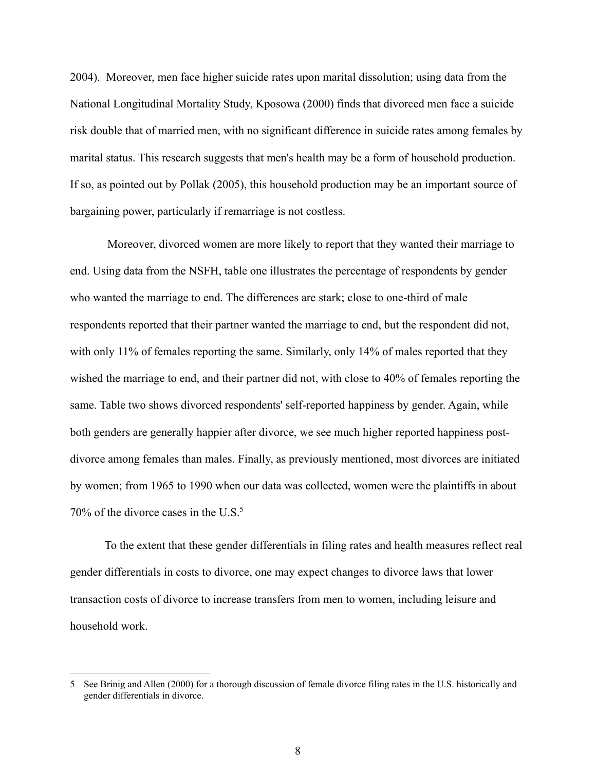2004). Moreover, men face higher suicide rates upon marital dissolution; using data from the National Longitudinal Mortality Study, Kposowa (2000) finds that divorced men face a suicide risk double that of married men, with no significant difference in suicide rates among females by marital status. This research suggests that men's health may be a form of household production. If so, as pointed out by Pollak (2005), this household production may be an important source of bargaining power, particularly if remarriage is not costless.

Moreover, divorced women are more likely to report that they wanted their marriage to end. Using data from the NSFH, table one illustrates the percentage of respondents by gender who wanted the marriage to end. The differences are stark; close to one-third of male respondents reported that their partner wanted the marriage to end, but the respondent did not, with only 11% of females reporting the same. Similarly, only 14% of males reported that they wished the marriage to end, and their partner did not, with close to 40% of females reporting the same. Table two shows divorced respondents' self-reported happiness by gender. Again, while both genders are generally happier after divorce, we see much higher reported happiness post-divorce among females than males. Finally, as previously mentioned, most divorces are initiated by women; from 1965 to 1990 when our data was collected, women were the plaintiffs in about 70% of the divorce cases in the U.S.[5]

To the extent that these gender differentials in filing rates and health measures reflect real gender differentials in costs to divorce, one may expect changes to divorce laws that lower transaction costs of divorce to increase transfers from men to women, including leisure and household work.

---

5 See Brinig and Allen (2000) for a thorough discussion of female divorce filing rates in the U.S. historically and gender differentials in divorce.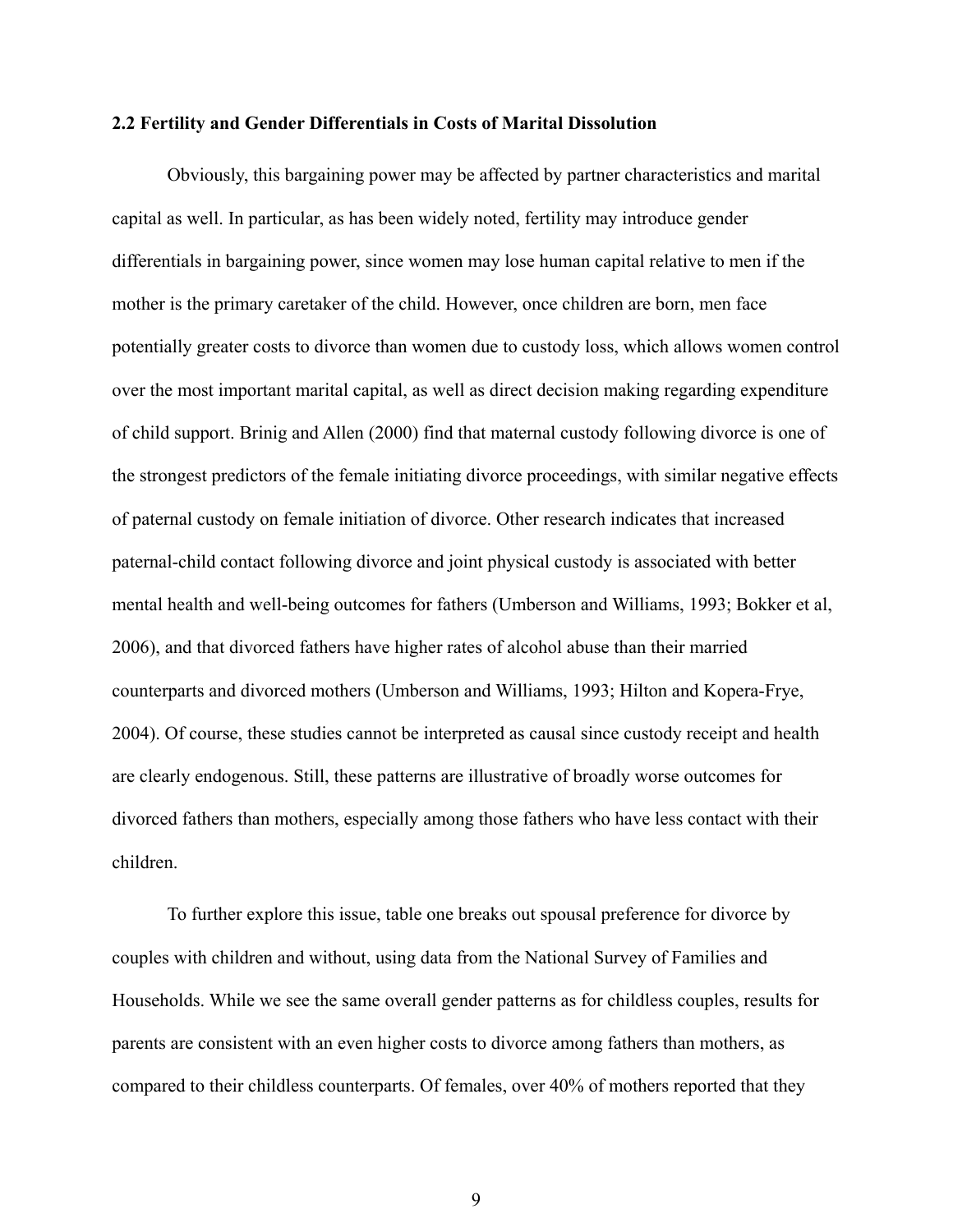### 2.2 Fertility and Gender Differentials in Costs of Marital Dissolution

Obviously, this bargaining power may be affected by partner characteristics and marital capital as well. In particular, as has been widely noted, fertility may introduce gender differentials in bargaining power, since women may lose human capital relative to men if the mother is the primary caretaker of the child. However, once children are born, men face potentially greater costs to divorce than women due to custody loss, which allows women control over the most important marital capital, as well as direct decision making regarding expenditure of child support. Brinig and Allen (2000) find that maternal custody following divorce is one of the strongest predictors of the female initiating divorce proceedings, with similar negative effects of paternal custody on female initiation of divorce. Other research indicates that increased paternal-child contact following divorce and joint physical custody is associated with better mental health and well-being outcomes for fathers (Umberson and Williams, 1993; Bokker et al, 2006), and that divorced fathers have higher rates of alcohol abuse than their married counterparts and divorced mothers (Umberson and Williams, 1993; Hilton and Kopera-Frye, 2004). Of course, these studies cannot be interpreted as causal since custody receipt and health are clearly endogenous. Still, these patterns are illustrative of broadly worse outcomes for divorced fathers than mothers, especially among those fathers who have less contact with their children.

To further explore this issue, table one breaks out spousal preference for divorce by couples with children and without, using data from the National Survey of Families and Households. While we see the same overall gender patterns as for childless couples, results for parents are consistent with an even higher costs to divorce among fathers than mothers, as compared to their childless counterparts. Of females, over 40% of mothers reported that they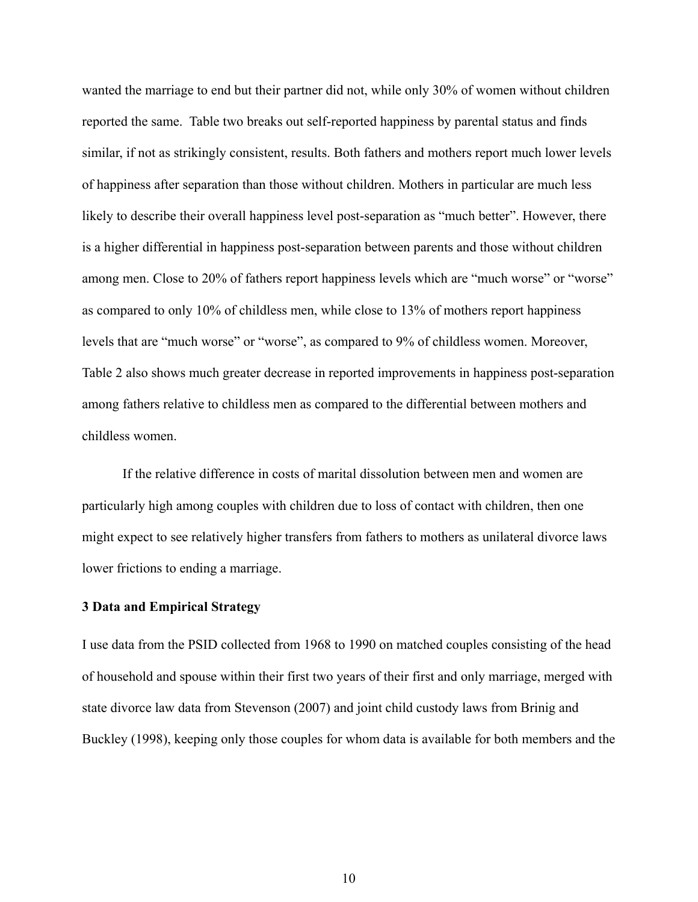wanted the marriage to end but their partner did not, while only 30% of women without children reported the same. Table two breaks out self-reported happiness by parental status and finds similar, if not as strikingly consistent, results. Both fathers and mothers report much lower levels of happiness after separation than those without children. Mothers in particular are much less likely to describe their overall happiness level post-separation as "much better". However, there is a higher differential in happiness post-separation between parents and those without children among men. Close to 20% of fathers report happiness levels which are "much worse" or "worse" as compared to only 10% of childless men, while close to 13% of mothers report happiness levels that are "much worse" or "worse", as compared to 9% of childless women. Moreover, Table 2 also shows much greater decrease in reported improvements in happiness post-separation among fathers relative to childless men as compared to the differential between mothers and childless women.

If the relative difference in costs of marital dissolution between men and women are particularly high among couples with children due to loss of contact with children, then one might expect to see relatively higher transfers from fathers to mothers as unilateral divorce laws lower frictions to ending a marriage.

## 3 Data and Empirical Strategy

I use data from the PSID collected from 1968 to 1990 on matched couples consisting of the head of household and spouse within their first two years of their first and only marriage, merged with state divorce law data from Stevenson (2007) and joint child custody laws from Brinig and Buckley (1998), keeping only those couples for whom data is available for both members and the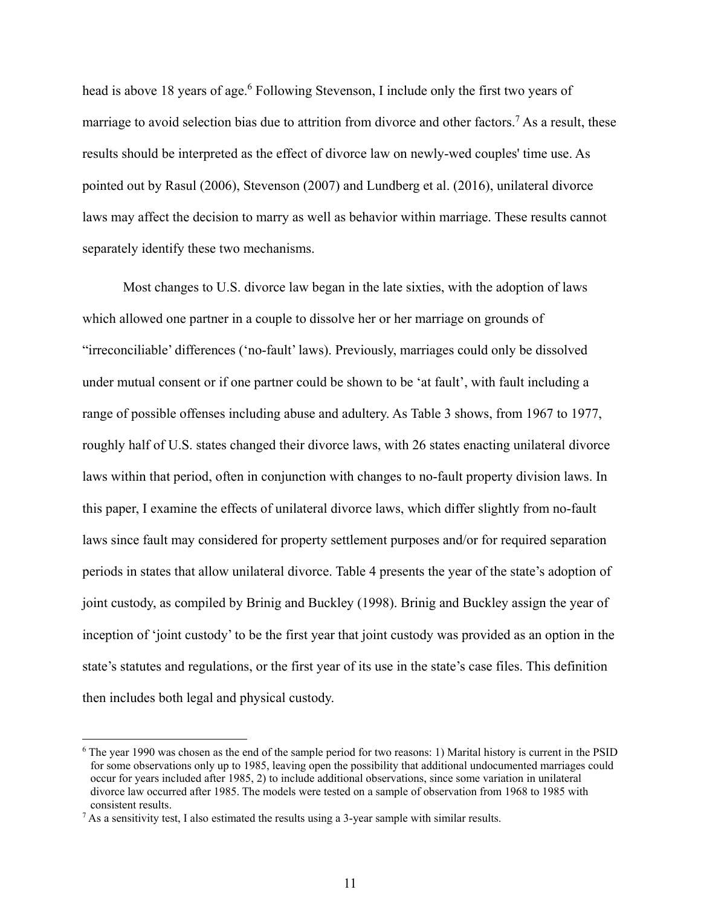head is above 18 years of age.[6] Following Stevenson, I include only the first two years of marriage to avoid selection bias due to attrition from divorce and other factors.[7] As a result, these results should be interpreted as the effect of divorce law on newly-wed couples' time use. As pointed out by Rasul (2006), Stevenson (2007) and Lundberg et al. (2016), unilateral divorce laws may affect the decision to marry as well as behavior within marriage. These results cannot separately identify these two mechanisms.

Most changes to U.S. divorce law began in the late sixties, with the adoption of laws which allowed one partner in a couple to dissolve her or her marriage on grounds of “irreconciliable' differences ('no-fault' laws). Previously, marriages could only be dissolved under mutual consent or if one partner could be shown to be 'at fault', with fault including a range of possible offenses including abuse and adultery. As Table 3 shows, from 1967 to 1977, roughly half of U.S. states changed their divorce laws, with 26 states enacting unilateral divorce laws within that period, often in conjunction with changes to no-fault property division laws. In this paper, I examine the effects of unilateral divorce laws, which differ slightly from no-fault laws since fault may considered for property settlement purposes and/or for required separation periods in states that allow unilateral divorce. Table 4 presents the year of the state's adoption of joint custody, as compiled by Brinig and Buckley (1998). Brinig and Buckley assign the year of inception of 'joint custody' to be the first year that joint custody was provided as an option in the state's statutes and regulations, or the first year of its use in the state's case files. This definition then includes both legal and physical custody.

---

[6] The year 1990 was chosen as the end of the sample period for two reasons: 1) Marital history is current in the PSID for some observations only up to 1985, leaving open the possibility that additional undocumented marriages could occur for years included after 1985, 2) to include additional observations, since some variation in unilateral divorce law occurred after 1985. The models were tested on a sample of observation from 1968 to 1985 with consistent results.

[7] As a sensitivity test, I also estimated the results using a 3-year sample with similar results.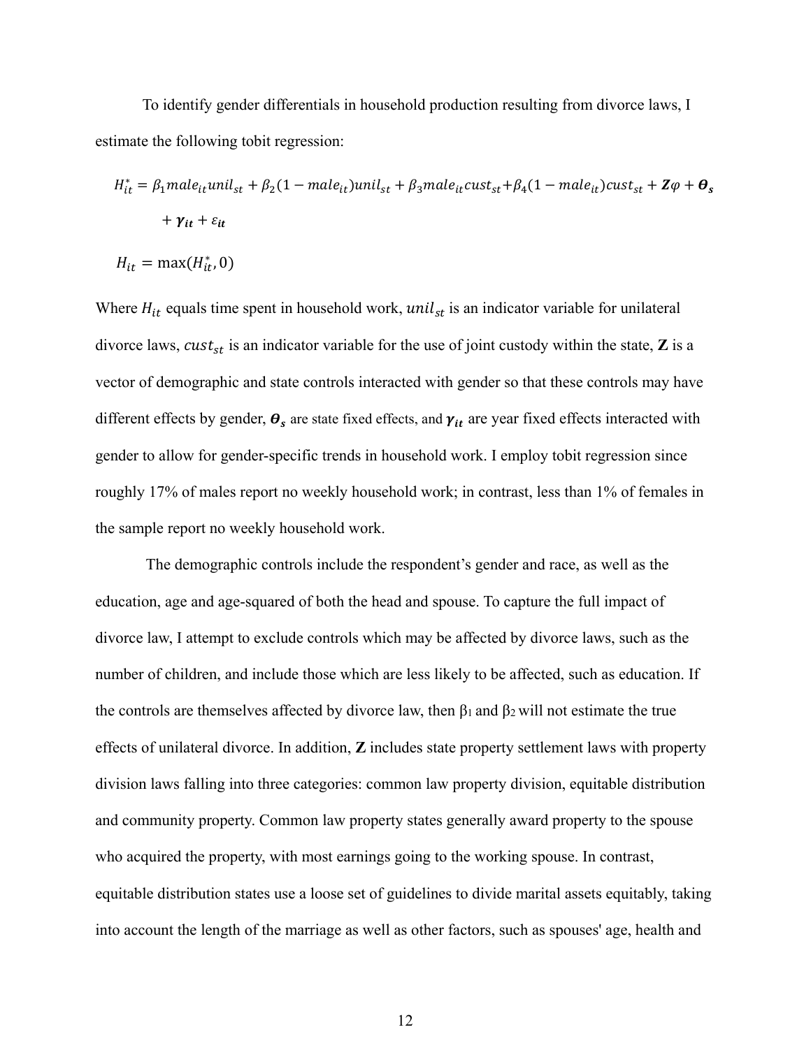To identify gender differentials in household production resulting from divorce laws, I estimate the following tobit regression:

$$H_{it}^{*} = \beta_1 male_{it} unil_{st} + \beta_2 (1 - male_{it}) unil_{st} + \beta_3 male_{it} cust_{st} + \beta_4 (1 - male_{it}) cust_{st} + \boldsymbol{Z}\varphi + \boldsymbol{\theta_s} + \boldsymbol{\gamma_{it}} + \varepsilon_{it}$$

$$H_{it} = \max(H_{it}^{*}, 0)$$

Where $H_{it}$ equals time spent in household work, $unil_{st}$ is an indicator variable for unilateral divorce laws, $cust_{st}$ is an indicator variable for the use of joint custody within the state, **Z** is a vector of demographic and state controls interacted with gender so that these controls may have different effects by gender, $\boldsymbol{\theta_s}$ are state fixed effects, and $\boldsymbol{\gamma_{it}}$ are year fixed effects interacted with gender to allow for gender-specific trends in household work. I employ tobit regression since roughly 17% of males report no weekly household work; in contrast, less than 1% of females in the sample report no weekly household work.

The demographic controls include the respondent's gender and race, as well as the education, age and age-squared of both the head and spouse. To capture the full impact of divorce law, I attempt to exclude controls which may be affected by divorce laws, such as the number of children, and include those which are less likely to be affected, such as education. If the controls are themselves affected by divorce law, then $\beta_1$ and $\beta_2$ will not estimate the true effects of unilateral divorce. In addition, **Z** includes state property settlement laws with property division laws falling into three categories: common law property division, equitable distribution and community property. Common law property states generally award property to the spouse who acquired the property, with most earnings going to the working spouse. In contrast, equitable distribution states use a loose set of guidelines to divide marital assets equitably, taking into account the length of the marriage as well as other factors, such as spouses' age, health and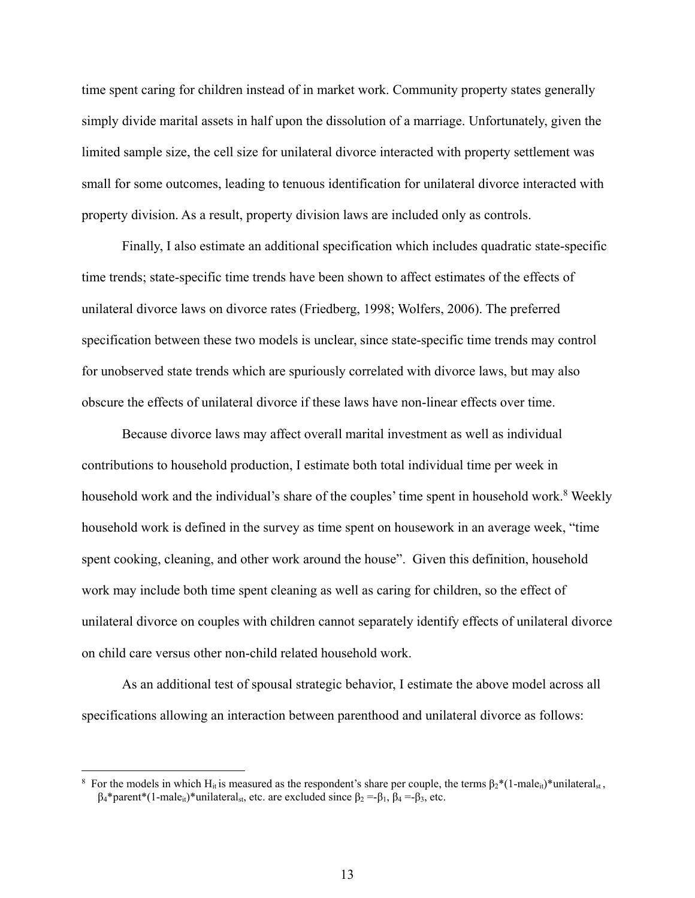time spent caring for children instead of in market work. Community property states generally simply divide marital assets in half upon the dissolution of a marriage. Unfortunately, given the limited sample size, the cell size for unilateral divorce interacted with property settlement was small for some outcomes, leading to tenuous identification for unilateral divorce interacted with property division. As a result, property division laws are included only as controls.

Finally, I also estimate an additional specification which includes quadratic state-specific time trends; state-specific time trends have been shown to affect estimates of the effects of unilateral divorce laws on divorce rates (Friedberg, 1998; Wolfers, 2006). The preferred specification between these two models is unclear, since state-specific time trends may control for unobserved state trends which are spuriously correlated with divorce laws, but may also obscure the effects of unilateral divorce if these laws have non-linear effects over time.

Because divorce laws may affect overall marital investment as well as individual contributions to household production, I estimate both total individual time per week in household work and the individual's share of the couples' time spent in household work.[8] Weekly household work is defined in the survey as time spent on housework in an average week, "time spent cooking, cleaning, and other work around the house". Given this definition, household work may include both time spent cleaning as well as caring for children, so the effect of unilateral divorce on couples with children cannot separately identify effects of unilateral divorce on child care versus other non-child related household work.

As an additional test of spousal strategic behavior, I estimate the above model across all specifications allowing an interaction between parenthood and unilateral divorce as follows:

---

[8] For the models in which $H_{it}$ is measured as the respondent's share per couple, the terms $\beta_2*(1\text{-}male_{it})*unilateral_{st}$, $\beta_4*parent*(1\text{-}male_{it})*unilateral_{st}$, etc. are excluded since $\beta_2 = -\beta_1$, $\beta_4 = -\beta_3$, etc.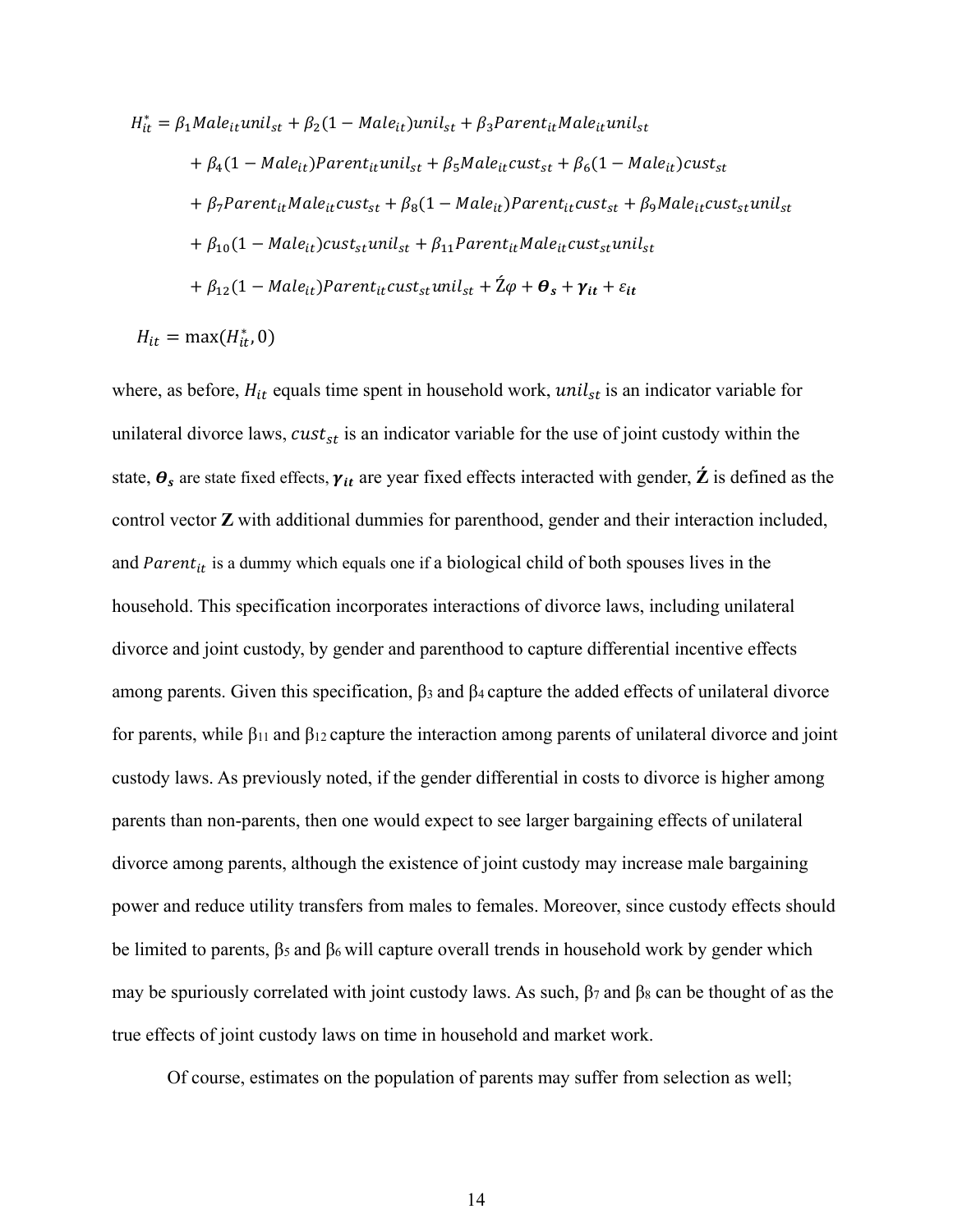$$
\begin{aligned}
H_{it}^{*} = {} & \beta_1 Male_{it} unil_{st} + \beta_2 (1 - Male_{it}) unil_{st} + \beta_3 Parent_{it} Male_{it} unil_{st} \\
& + \beta_4 (1 - Male_{it}) Parent_{it} unil_{st} + \beta_5 Male_{it} cust_{st} + \beta_6 (1 - Male_{it}) cust_{st} \\
& + \beta_7 Parent_{it} Male_{it} cust_{st} + \beta_8 (1 - Male_{it}) Parent_{it} cust_{st} + \beta_9 Male_{it} cust_{st} unil_{st} \\
& + \beta_{10} (1 - Male_{it}) cust_{st} unil_{st} + \beta_{11} Parent_{it} Male_{it} cust_{st} unil_{st} \\
& + \beta_{12} (1 - Male_{it}) Parent_{it} cust_{st} unil_{st} + \acute{Z}\varphi + \boldsymbol{\theta_s} + \boldsymbol{\gamma_{it}} + \varepsilon_{it}
\end{aligned}
$$

$$
H_{it} = \max(H_{it}^{*}, 0)
$$

where, as before, $H_{it}$ equals time spent in household work, $unil_{st}$ is an indicator variable for unilateral divorce laws, $cust_{st}$ is an indicator variable for the use of joint custody within the state, $\boldsymbol{\theta_s}$ are state fixed effects, $\boldsymbol{\gamma_{it}}$ are year fixed effects interacted with gender, $\acute{\mathbf{Z}}$ is defined as the control vector **Z** with additional dummies for parenthood, gender and their interaction included, and $Parent_{it}$ is a dummy which equals one if a biological child of both spouses lives in the household. This specification incorporates interactions of divorce laws, including unilateral divorce and joint custody, by gender and parenthood to capture differential incentive effects among parents. Given this specification, $\beta_3$ and $\beta_4$ capture the added effects of unilateral divorce for parents, while $\beta_{11}$ and $\beta_{12}$ capture the interaction among parents of unilateral divorce and joint custody laws. As previously noted, if the gender differential in costs to divorce is higher among parents than non-parents, then one would expect to see larger bargaining effects of unilateral divorce among parents, although the existence of joint custody may increase male bargaining power and reduce utility transfers from males to females. Moreover, since custody effects should be limited to parents, $\beta_5$ and $\beta_6$ will capture overall trends in household work by gender which may be spuriously correlated with joint custody laws. As such, $\beta_7$ and $\beta_8$ can be thought of as the true effects of joint custody laws on time in household and market work.

Of course, estimates on the population of parents may suffer from selection as well;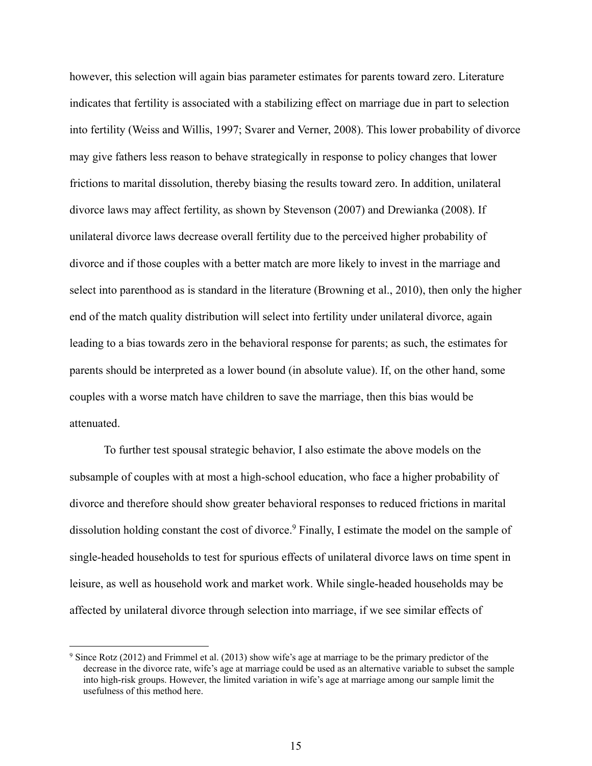however, this selection will again bias parameter estimates for parents toward zero. Literature indicates that fertility is associated with a stabilizing effect on marriage due in part to selection into fertility (Weiss and Willis, 1997; Svarer and Verner, 2008). This lower probability of divorce may give fathers less reason to behave strategically in response to policy changes that lower frictions to marital dissolution, thereby biasing the results toward zero. In addition, unilateral divorce laws may affect fertility, as shown by Stevenson (2007) and Drewianka (2008). If unilateral divorce laws decrease overall fertility due to the perceived higher probability of divorce and if those couples with a better match are more likely to invest in the marriage and select into parenthood as is standard in the literature (Browning et al., 2010), then only the higher end of the match quality distribution will select into fertility under unilateral divorce, again leading to a bias towards zero in the behavioral response for parents; as such, the estimates for parents should be interpreted as a lower bound (in absolute value). If, on the other hand, some couples with a worse match have children to save the marriage, then this bias would be attenuated.

To further test spousal strategic behavior, I also estimate the above models on the subsample of couples with at most a high-school education, who face a higher probability of divorce and therefore should show greater behavioral responses to reduced frictions in marital dissolution holding constant the cost of divorce.[9] Finally, I estimate the model on the sample of single-headed households to test for spurious effects of unilateral divorce laws on time spent in leisure, as well as household work and market work. While single-headed households may be affected by unilateral divorce through selection into marriage, if we see similar effects of

[9] Since Rotz (2012) and Frimmel et al. (2013) show wife's age at marriage to be the primary predictor of the decrease in the divorce rate, wife's age at marriage could be used as an alternative variable to subset the sample into high-risk groups. However, the limited variation in wife's age at marriage among our sample limit the usefulness of this method here.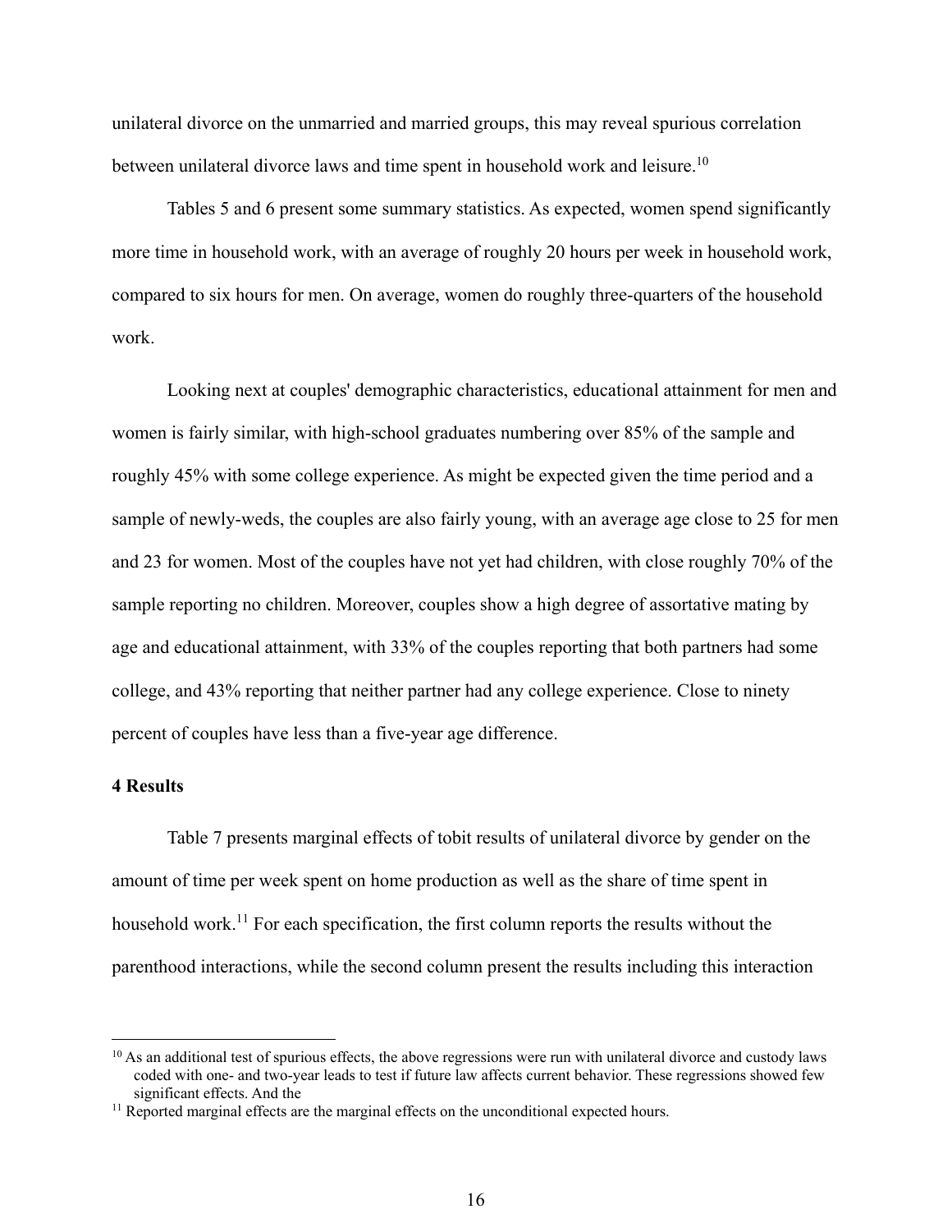unilateral divorce on the unmarried and married groups, this may reveal spurious correlation between unilateral divorce laws and time spent in household work and leisure.[10]

Tables 5 and 6 present some summary statistics. As expected, women spend significantly more time in household work, with an average of roughly 20 hours per week in household work, compared to six hours for men. On average, women do roughly three-quarters of the household work.

Looking next at couples' demographic characteristics, educational attainment for men and women is fairly similar, with high-school graduates numbering over 85% of the sample and roughly 45% with some college experience. As might be expected given the time period and a sample of newly-weds, the couples are also fairly young, with an average age close to 25 for men and 23 for women. Most of the couples have not yet had children, with close roughly 70% of the sample reporting no children. Moreover, couples show a high degree of assortative mating by age and educational attainment, with 33% of the couples reporting that both partners had some college, and 43% reporting that neither partner had any college experience. Close to ninety percent of couples have less than a five-year age difference.

## 4 Results

Table 7 presents marginal effects of tobit results of unilateral divorce by gender on the amount of time per week spent on home production as well as the share of time spent in household work.[11] For each specification, the first column reports the results without the parenthood interactions, while the second column present the results including this interaction

---

[10] As an additional test of spurious effects, the above regressions were run with unilateral divorce and custody laws coded with one- and two-year leads to test if future law affects current behavior. These regressions showed few significant effects. And the

[11] Reported marginal effects are the marginal effects on the unconditional expected hours.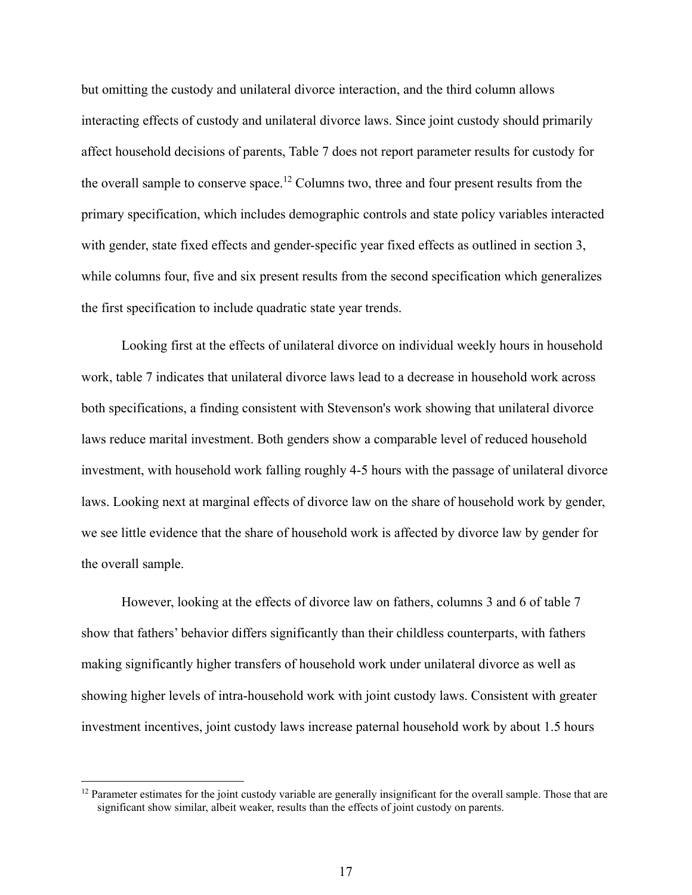but omitting the custody and unilateral divorce interaction, and the third column allows interacting effects of custody and unilateral divorce laws. Since joint custody should primarily affect household decisions of parents, Table 7 does not report parameter results for custody for the overall sample to conserve space.[12] Columns two, three and four present results from the primary specification, which includes demographic controls and state policy variables interacted with gender, state fixed effects and gender-specific year fixed effects as outlined in section 3, while columns four, five and six present results from the second specification which generalizes the first specification to include quadratic state year trends.

Looking first at the effects of unilateral divorce on individual weekly hours in household work, table 7 indicates that unilateral divorce laws lead to a decrease in household work across both specifications, a finding consistent with Stevenson's work showing that unilateral divorce laws reduce marital investment. Both genders show a comparable level of reduced household investment, with household work falling roughly 4-5 hours with the passage of unilateral divorce laws. Looking next at marginal effects of divorce law on the share of household work by gender, we see little evidence that the share of household work is affected by divorce law by gender for the overall sample.

However, looking at the effects of divorce law on fathers, columns 3 and 6 of table 7 show that fathers' behavior differs significantly than their childless counterparts, with fathers making significantly higher transfers of household work under unilateral divorce as well as showing higher levels of intra-household work with joint custody laws. Consistent with greater investment incentives, joint custody laws increase paternal household work by about 1.5 hours

[12] Parameter estimates for the joint custody variable are generally insignificant for the overall sample. Those that are significant show similar, albeit weaker, results than the effects of joint custody on parents.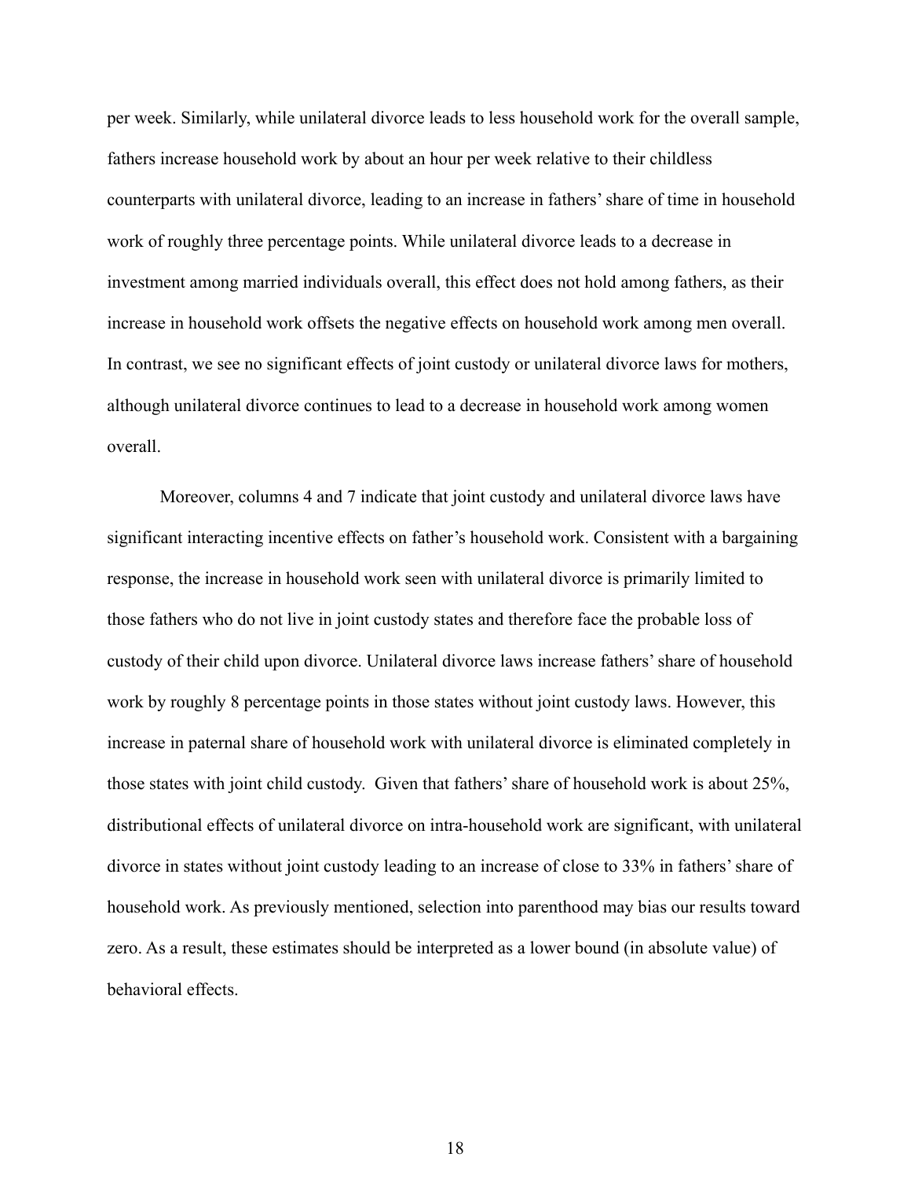per week. Similarly, while unilateral divorce leads to less household work for the overall sample, fathers increase household work by about an hour per week relative to their childless counterparts with unilateral divorce, leading to an increase in fathers' share of time in household work of roughly three percentage points. While unilateral divorce leads to a decrease in investment among married individuals overall, this effect does not hold among fathers, as their increase in household work offsets the negative effects on household work among men overall. In contrast, we see no significant effects of joint custody or unilateral divorce laws for mothers, although unilateral divorce continues to lead to a decrease in household work among women overall.

Moreover, columns 4 and 7 indicate that joint custody and unilateral divorce laws have significant interacting incentive effects on father's household work. Consistent with a bargaining response, the increase in household work seen with unilateral divorce is primarily limited to those fathers who do not live in joint custody states and therefore face the probable loss of custody of their child upon divorce. Unilateral divorce laws increase fathers' share of household work by roughly 8 percentage points in those states without joint custody laws. However, this increase in paternal share of household work with unilateral divorce is eliminated completely in those states with joint child custody. Given that fathers' share of household work is about 25%, distributional effects of unilateral divorce on intra-household work are significant, with unilateral divorce in states without joint custody leading to an increase of close to 33% in fathers' share of household work. As previously mentioned, selection into parenthood may bias our results toward zero. As a result, these estimates should be interpreted as a lower bound (in absolute value) of behavioral effects.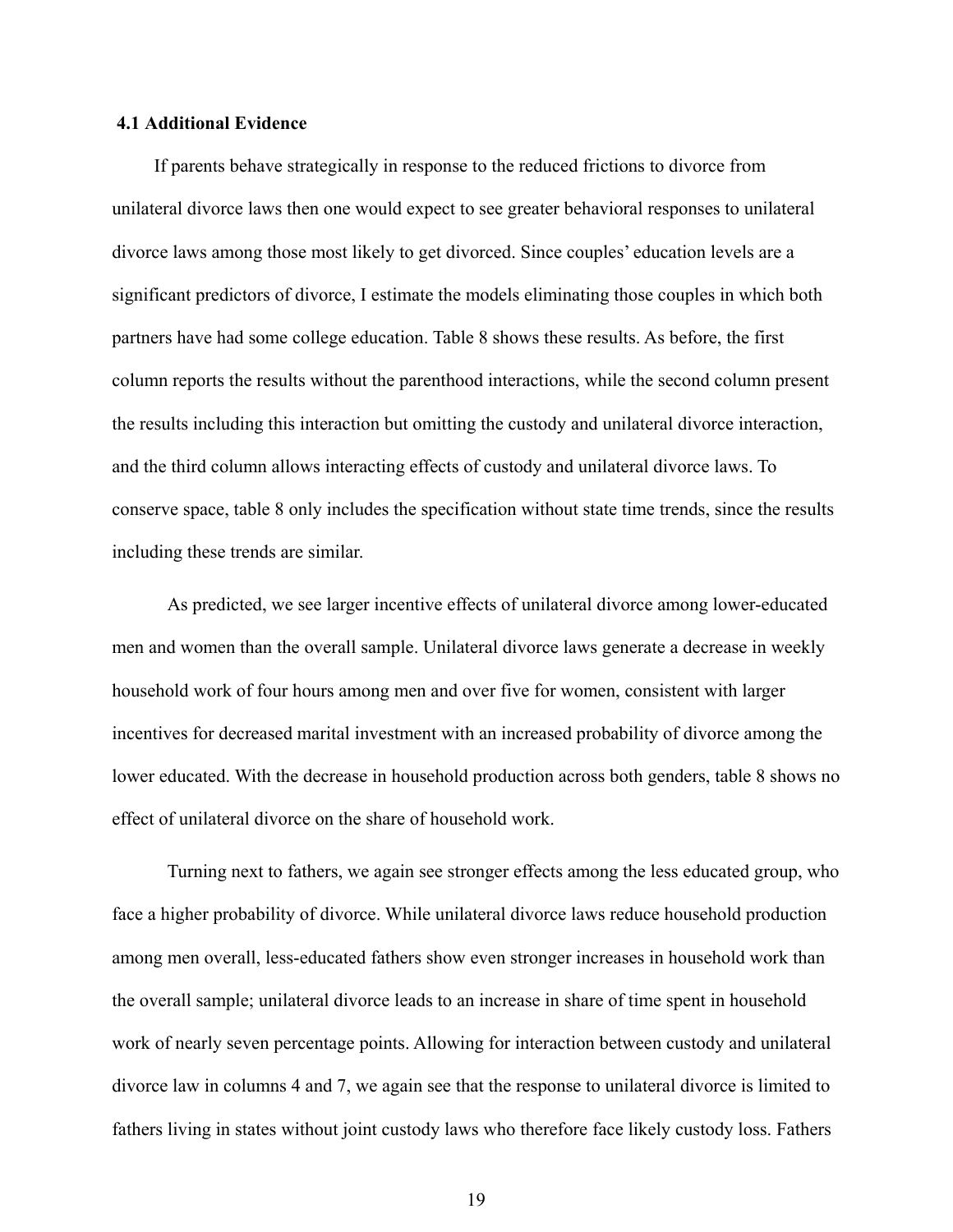### 4.1 Additional Evidence

If parents behave strategically in response to the reduced frictions to divorce from unilateral divorce laws then one would expect to see greater behavioral responses to unilateral divorce laws among those most likely to get divorced. Since couples' education levels are a significant predictors of divorce, I estimate the models eliminating those couples in which both partners have had some college education. Table 8 shows these results. As before, the first column reports the results without the parenthood interactions, while the second column present the results including this interaction but omitting the custody and unilateral divorce interaction, and the third column allows interacting effects of custody and unilateral divorce laws. To conserve space, table 8 only includes the specification without state time trends, since the results including these trends are similar.

As predicted, we see larger incentive effects of unilateral divorce among lower-educated men and women than the overall sample. Unilateral divorce laws generate a decrease in weekly household work of four hours among men and over five for women, consistent with larger incentives for decreased marital investment with an increased probability of divorce among the lower educated. With the decrease in household production across both genders, table 8 shows no effect of unilateral divorce on the share of household work.

Turning next to fathers, we again see stronger effects among the less educated group, who face a higher probability of divorce. While unilateral divorce laws reduce household production among men overall, less-educated fathers show even stronger increases in household work than the overall sample; unilateral divorce leads to an increase in share of time spent in household work of nearly seven percentage points. Allowing for interaction between custody and unilateral divorce law in columns 4 and 7, we again see that the response to unilateral divorce is limited to fathers living in states without joint custody laws who therefore face likely custody loss. Fathers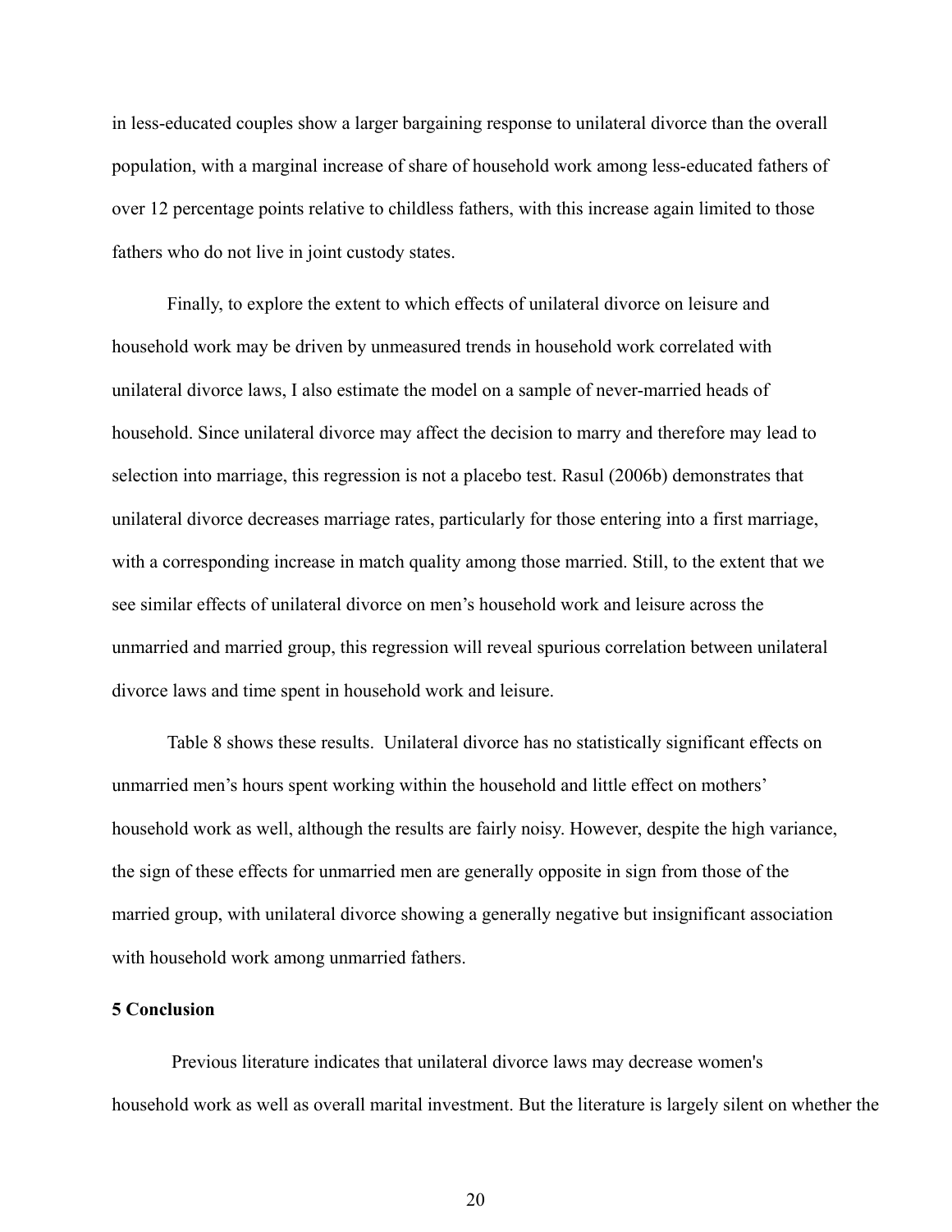in less-educated couples show a larger bargaining response to unilateral divorce than the overall population, with a marginal increase of share of household work among less-educated fathers of over 12 percentage points relative to childless fathers, with this increase again limited to those fathers who do not live in joint custody states.

Finally, to explore the extent to which effects of unilateral divorce on leisure and household work may be driven by unmeasured trends in household work correlated with unilateral divorce laws, I also estimate the model on a sample of never-married heads of household. Since unilateral divorce may affect the decision to marry and therefore may lead to selection into marriage, this regression is not a placebo test. Rasul (2006b) demonstrates that unilateral divorce decreases marriage rates, particularly for those entering into a first marriage, with a corresponding increase in match quality among those married. Still, to the extent that we see similar effects of unilateral divorce on men's household work and leisure across the unmarried and married group, this regression will reveal spurious correlation between unilateral divorce laws and time spent in household work and leisure.

Table 8 shows these results. Unilateral divorce has no statistically significant effects on unmarried men's hours spent working within the household and little effect on mothers' household work as well, although the results are fairly noisy. However, despite the high variance, the sign of these effects for unmarried men are generally opposite in sign from those of the married group, with unilateral divorce showing a generally negative but insignificant association with household work among unmarried fathers.

## 5 Conclusion

Previous literature indicates that unilateral divorce laws may decrease women's household work as well as overall marital investment. But the literature is largely silent on whether the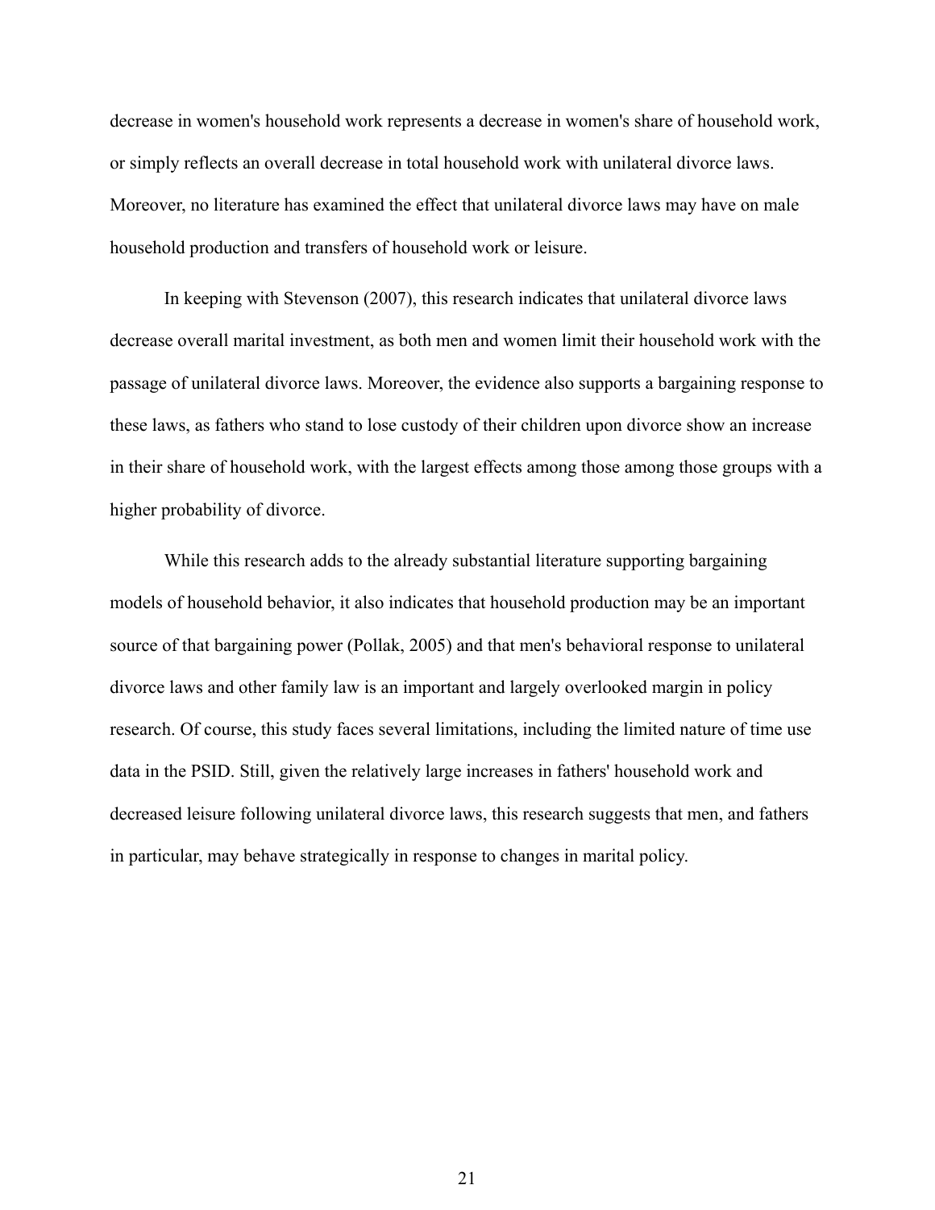decrease in women's household work represents a decrease in women's share of household work, or simply reflects an overall decrease in total household work with unilateral divorce laws. Moreover, no literature has examined the effect that unilateral divorce laws may have on male household production and transfers of household work or leisure.

In keeping with Stevenson (2007), this research indicates that unilateral divorce laws decrease overall marital investment, as both men and women limit their household work with the passage of unilateral divorce laws. Moreover, the evidence also supports a bargaining response to these laws, as fathers who stand to lose custody of their children upon divorce show an increase in their share of household work, with the largest effects among those among those groups with a higher probability of divorce.

While this research adds to the already substantial literature supporting bargaining models of household behavior, it also indicates that household production may be an important source of that bargaining power (Pollak, 2005) and that men's behavioral response to unilateral divorce laws and other family law is an important and largely overlooked margin in policy research. Of course, this study faces several limitations, including the limited nature of time use data in the PSID. Still, given the relatively large increases in fathers' household work and decreased leisure following unilateral divorce laws, this research suggests that men, and fathers in particular, may behave strategically in response to changes in marital policy.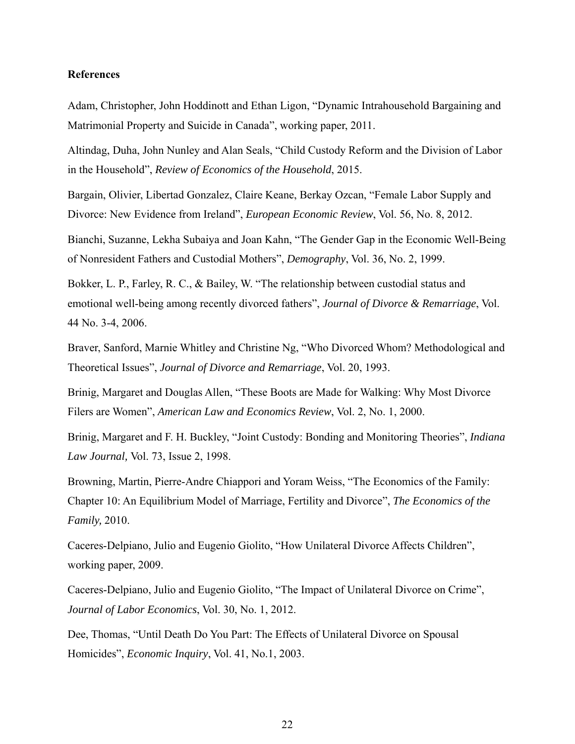**References**

Adam, Christopher, John Hoddinott and Ethan Ligon, "Dynamic Intrahousehold Bargaining and Matrimonial Property and Suicide in Canada", working paper, 2011.

Altindag, Duha, John Nunley and Alan Seals, "Child Custody Reform and the Division of Labor in the Household", *Review of Economics of the Household*, 2015.

Bargain, Olivier, Libertad Gonzalez, Claire Keane, Berkay Ozcan, "Female Labor Supply and Divorce: New Evidence from Ireland", *European Economic Review*, Vol. 56, No. 8, 2012.

Bianchi, Suzanne, Lekha Subaiya and Joan Kahn, "The Gender Gap in the Economic Well-Being of Nonresident Fathers and Custodial Mothers", *Demography*, Vol. 36, No. 2, 1999.

Bokker, L. P., Farley, R. C., & Bailey, W. "The relationship between custodial status and emotional well-being among recently divorced fathers", *Journal of Divorce & Remarriage*, Vol. 44 No. 3-4, 2006.

Braver, Sanford, Marnie Whitley and Christine Ng, "Who Divorced Whom? Methodological and Theoretical Issues", *Journal of Divorce and Remarriage*, Vol. 20, 1993.

Brinig, Margaret and Douglas Allen, "These Boots are Made for Walking: Why Most Divorce Filers are Women", *American Law and Economics Review*, Vol. 2, No. 1, 2000.

Brinig, Margaret and F. H. Buckley, "Joint Custody: Bonding and Monitoring Theories", *Indiana Law Journal,* Vol. 73, Issue 2, 1998.

Browning, Martin, Pierre-Andre Chiappori and Yoram Weiss, "The Economics of the Family: Chapter 10: An Equilibrium Model of Marriage, Fertility and Divorce", *The Economics of the Family,* 2010.

Caceres-Delpiano, Julio and Eugenio Giolito, "How Unilateral Divorce Affects Children", working paper, 2009.

Caceres-Delpiano, Julio and Eugenio Giolito, "The Impact of Unilateral Divorce on Crime", *Journal of Labor Economics*, Vol. 30, No. 1, 2012.

Dee, Thomas, "Until Death Do You Part: The Effects of Unilateral Divorce on Spousal Homicides", *Economic Inquiry*, Vol. 41, No.1, 2003.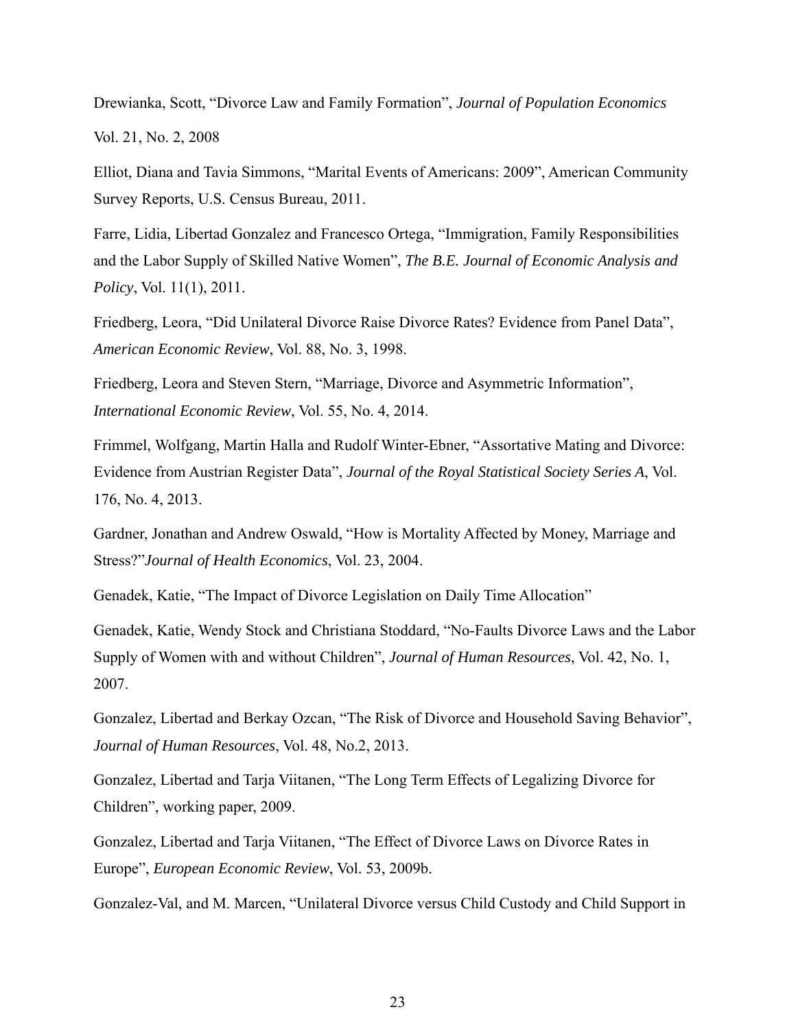Drewianka, Scott, “Divorce Law and Family Formation”, *Journal of Population Economics* Vol. 21, No. 2, 2008

Elliot, Diana and Tavia Simmons, “Marital Events of Americans: 2009”, American Community Survey Reports, U.S. Census Bureau, 2011.

Farre, Lidia, Libertad Gonzalez and Francesco Ortega, “Immigration, Family Responsibilities and the Labor Supply of Skilled Native Women”, *The B.E. Journal of Economic Analysis and Policy*, Vol. 11(1), 2011.

Friedberg, Leora, “Did Unilateral Divorce Raise Divorce Rates? Evidence from Panel Data”, *American Economic Review*, Vol. 88, No. 3, 1998.

Friedberg, Leora and Steven Stern, “Marriage, Divorce and Asymmetric Information”, *International Economic Review*, Vol. 55, No. 4, 2014.

Frimmel, Wolfgang, Martin Halla and Rudolf Winter-Ebner, “Assortative Mating and Divorce: Evidence from Austrian Register Data”, *Journal of the Royal Statistical Society Series A*, Vol. 176, No. 4, 2013.

Gardner, Jonathan and Andrew Oswald, “How is Mortality Affected by Money, Marriage and Stress?”*Journal of Health Economics*, Vol. 23, 2004.

Genadek, Katie, “The Impact of Divorce Legislation on Daily Time Allocation”

Genadek, Katie, Wendy Stock and Christiana Stoddard, “No-Faults Divorce Laws and the Labor Supply of Women with and without Children”, *Journal of Human Resources*, Vol. 42, No. 1, 2007.

Gonzalez, Libertad and Berkay Ozcan, “The Risk of Divorce and Household Saving Behavior”, *Journal of Human Resources*, Vol. 48, No.2, 2013.

Gonzalez, Libertad and Tarja Viitanen, “The Long Term Effects of Legalizing Divorce for Children”, working paper, 2009.

Gonzalez, Libertad and Tarja Viitanen, “The Effect of Divorce Laws on Divorce Rates in Europe”, *European Economic Review*, Vol. 53, 2009b.

Gonzalez-Val, and M. Marcen, “Unilateral Divorce versus Child Custody and Child Support in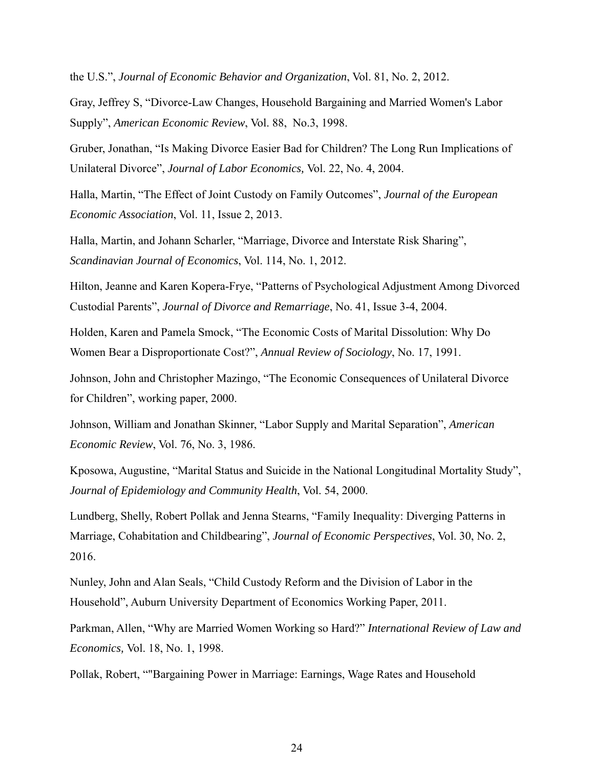the U.S.", *Journal of Economic Behavior and Organization*, Vol. 81, No. 2, 2012.

Gray, Jeffrey S, "Divorce-Law Changes, Household Bargaining and Married Women's Labor Supply", *American Economic Review*, Vol. 88, No.3, 1998.

Gruber, Jonathan, "Is Making Divorce Easier Bad for Children? The Long Run Implications of Unilateral Divorce", *Journal of Labor Economics,* Vol. 22, No. 4, 2004.

Halla, Martin, "The Effect of Joint Custody on Family Outcomes", *Journal of the European Economic Association*, Vol. 11, Issue 2, 2013.

Halla, Martin, and Johann Scharler, "Marriage, Divorce and Interstate Risk Sharing", *Scandinavian Journal of Economics*, Vol. 114, No. 1, 2012.

Hilton, Jeanne and Karen Kopera-Frye, "Patterns of Psychological Adjustment Among Divorced Custodial Parents", *Journal of Divorce and Remarriage*, No. 41, Issue 3-4, 2004.

Holden, Karen and Pamela Smock, "The Economic Costs of Marital Dissolution: Why Do Women Bear a Disproportionate Cost?", *Annual Review of Sociology*, No. 17, 1991.

Johnson, John and Christopher Mazingo, "The Economic Consequences of Unilateral Divorce for Children", working paper, 2000.

Johnson, William and Jonathan Skinner, "Labor Supply and Marital Separation", *American Economic Review*, Vol. 76, No. 3, 1986.

Kposowa, Augustine, "Marital Status and Suicide in the National Longitudinal Mortality Study", *Journal of Epidemiology and Community Health*, Vol. 54, 2000.

Lundberg, Shelly, Robert Pollak and Jenna Stearns, "Family Inequality: Diverging Patterns in Marriage, Cohabitation and Childbearing", *Journal of Economic Perspectives*, Vol. 30, No. 2, 2016.

Nunley, John and Alan Seals, "Child Custody Reform and the Division of Labor in the Household", Auburn University Department of Economics Working Paper, 2011.

Parkman, Allen, "Why are Married Women Working so Hard?" *International Review of Law and Economics,* Vol. 18, No. 1, 1998.

Pollak, Robert, ""Bargaining Power in Marriage: Earnings, Wage Rates and Household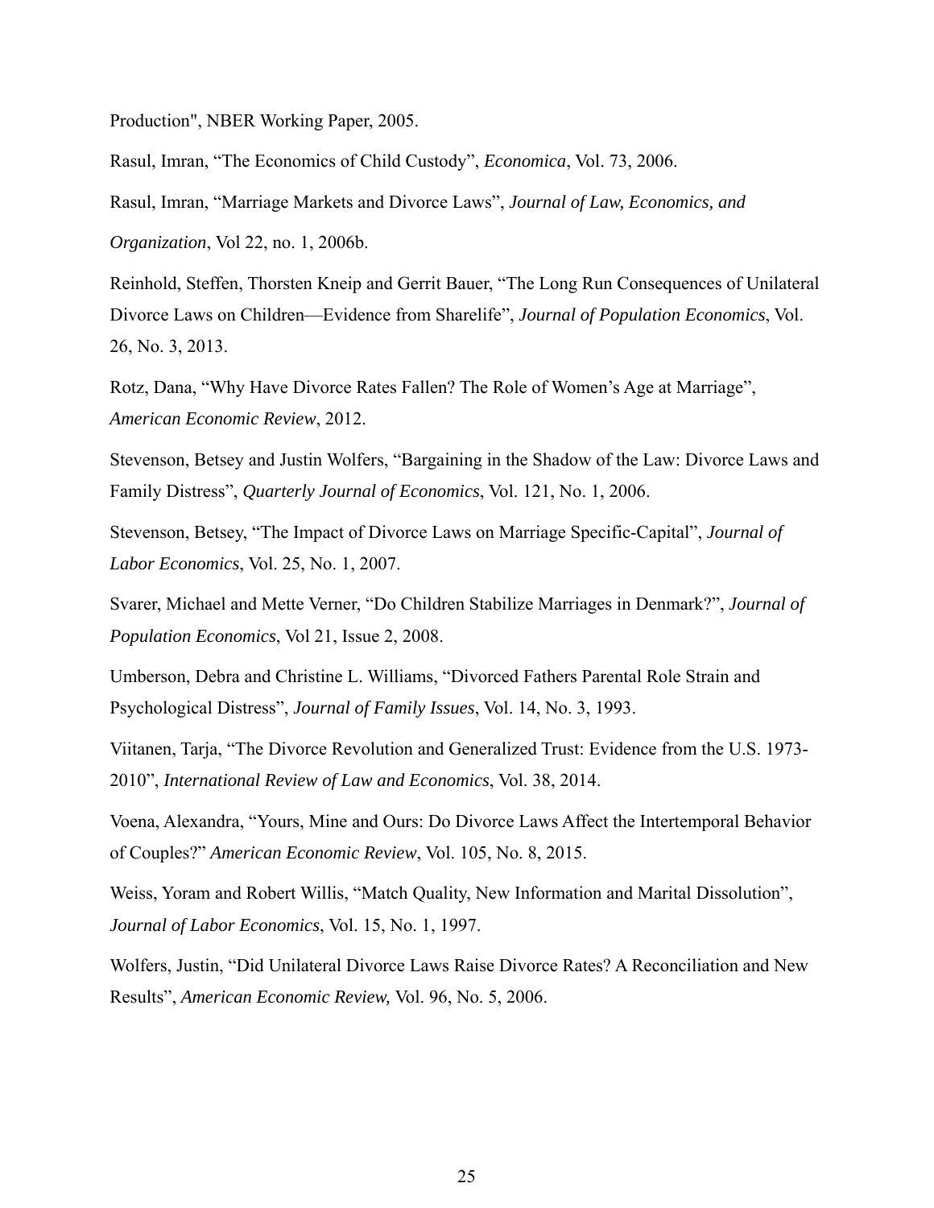Production", NBER Working Paper, 2005.

Rasul, Imran, "The Economics of Child Custody", *Economica*, Vol. 73, 2006.

Rasul, Imran, "Marriage Markets and Divorce Laws", *Journal of Law, Economics, and Organization*, Vol 22, no. 1, 2006b.

Reinhold, Steffen, Thorsten Kneip and Gerrit Bauer, "The Long Run Consequences of Unilateral Divorce Laws on Children—Evidence from Sharelife", *Journal of Population Economics*, Vol. 26, No. 3, 2013.

Rotz, Dana, "Why Have Divorce Rates Fallen? The Role of Women's Age at Marriage", *American Economic Review*, 2012.

Stevenson, Betsey and Justin Wolfers, "Bargaining in the Shadow of the Law: Divorce Laws and Family Distress", *Quarterly Journal of Economics*, Vol. 121, No. 1, 2006.

Stevenson, Betsey, "The Impact of Divorce Laws on Marriage Specific-Capital", *Journal of Labor Economics*, Vol. 25, No. 1, 2007.

Svarer, Michael and Mette Verner, "Do Children Stabilize Marriages in Denmark?", *Journal of Population Economics*, Vol 21, Issue 2, 2008.

Umberson, Debra and Christine L. Williams, "Divorced Fathers Parental Role Strain and Psychological Distress", *Journal of Family Issues*, Vol. 14, No. 3, 1993.

Viitanen, Tarja, "The Divorce Revolution and Generalized Trust: Evidence from the U.S. 1973-2010", *International Review of Law and Economics*, Vol. 38, 2014.

Voena, Alexandra, "Yours, Mine and Ours: Do Divorce Laws Affect the Intertemporal Behavior of Couples?" *American Economic Review*, Vol. 105, No. 8, 2015.

Weiss, Yoram and Robert Willis, "Match Quality, New Information and Marital Dissolution", *Journal of Labor Economics*, Vol. 15, No. 1, 1997.

Wolfers, Justin, "Did Unilateral Divorce Laws Raise Divorce Rates? A Reconciliation and New Results", *American Economic Review,* Vol. 96, No. 5, 2006.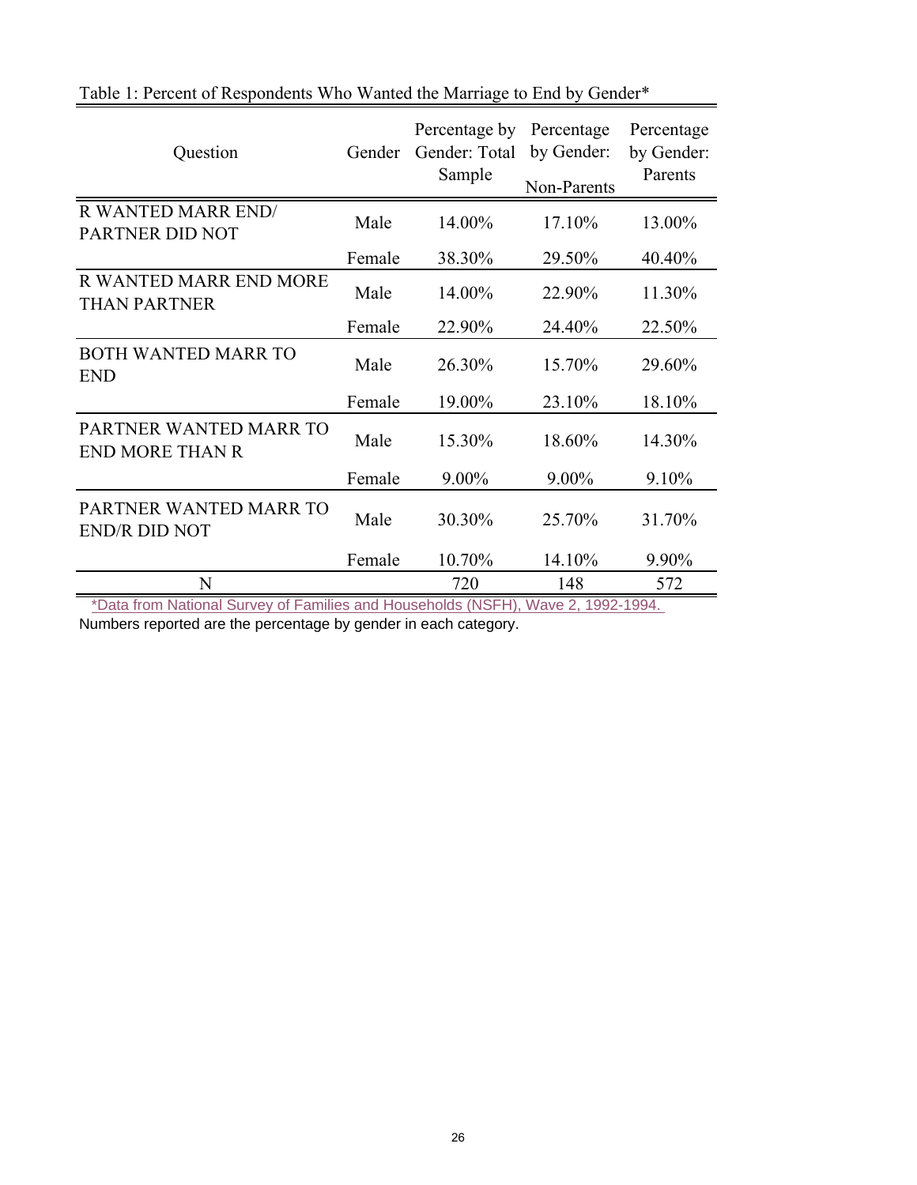Table 1: Percent of Respondents Who Wanted the Marriage to End by Gender*

| Question | Gender | Percentage by Gender: Total Sample | Percentage by Gender: Non-Parents | Percentage by Gender: Parents |
|---|---|---|---|---|
| R WANTED MARR END/ PARTNER DID NOT | Male | 14.00% | 17.10% | 13.00% |
| | Female | 38.30% | 29.50% | 40.40% |
| R WANTED MARR END MORE THAN PARTNER | Male | 14.00% | 22.90% | 11.30% |
| | Female | 22.90% | 24.40% | 22.50% |
| BOTH WANTED MARR TO END | Male | 26.30% | 15.70% | 29.60% |
| | Female | 19.00% | 23.10% | 18.10% |
| PARTNER WANTED MARR TO END MORE THAN R | Male | 15.30% | 18.60% | 14.30% |
| | Female | 9.00% | 9.00% | 9.10% |
| PARTNER WANTED MARR TO END/R DID NOT | Male | 30.30% | 25.70% | 31.70% |
| | Female | 10.70% | 14.10% | 9.90% |
| N | | 720 | 148 | 572 |

*Data from National Survey of Families and Households (NSFH), Wave 2, 1992-1994.

Numbers reported are the percentage by gender in each category.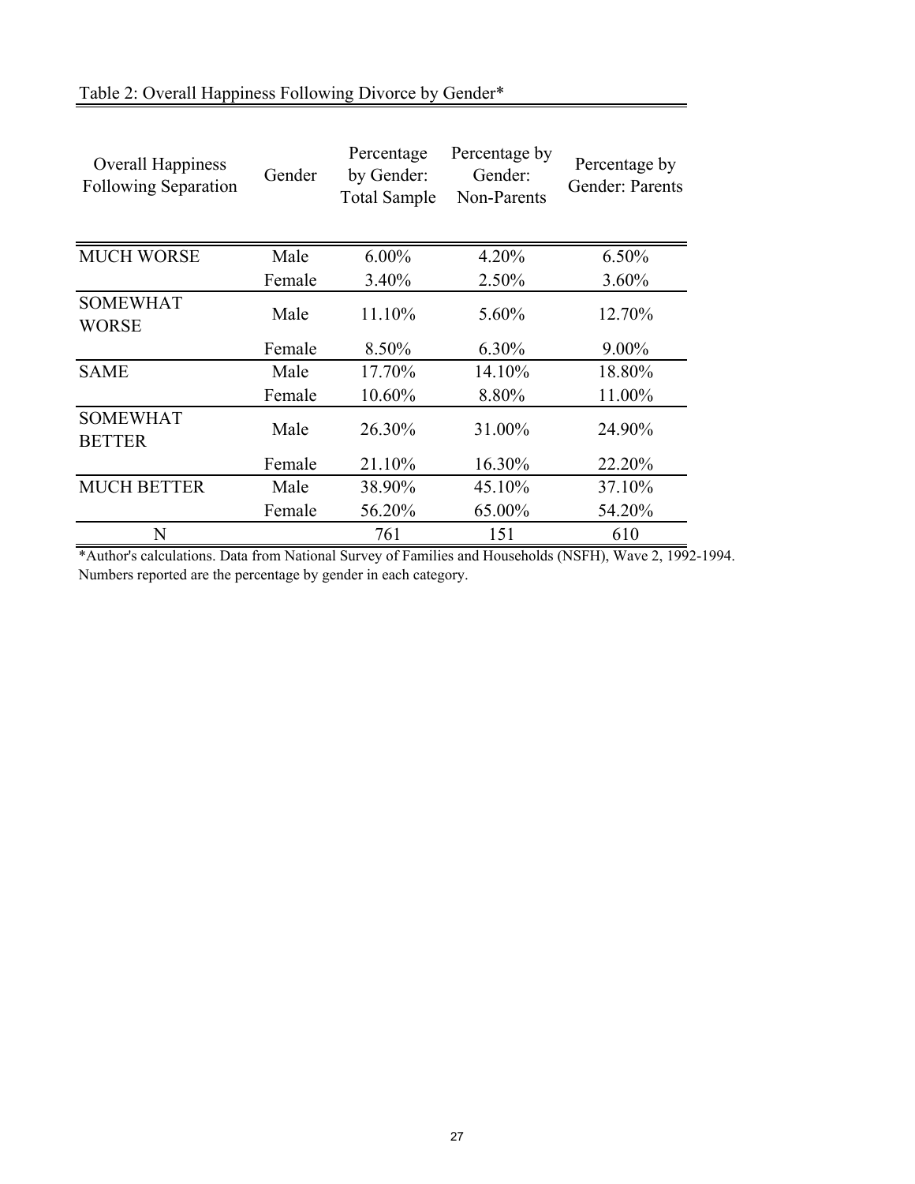Table 2: Overall Happiness Following Divorce by Gender*

| Overall Happiness Following Separation | Gender | Percentage by Gender: Total Sample | Percentage by Gender: Non-Parents | Percentage by Gender: Parents |
|---|---|---|---|---|
| MUCH WORSE | Male | 6.00% | 4.20% | 6.50% |
| | Female | 3.40% | 2.50% | 3.60% |
| SOMEWHAT WORSE | Male | 11.10% | 5.60% | 12.70% |
| | Female | 8.50% | 6.30% | 9.00% |
| SAME | Male | 17.70% | 14.10% | 18.80% |
| | Female | 10.60% | 8.80% | 11.00% |
| SOMEWHAT BETTER | Male | 26.30% | 31.00% | 24.90% |
| | Female | 21.10% | 16.30% | 22.20% |
| MUCH BETTER | Male | 38.90% | 45.10% | 37.10% |
| | Female | 56.20% | 65.00% | 54.20% |
| N | | 761 | 151 | 610 |

*Author's calculations. Data from National Survey of Families and Households (NSFH), Wave 2, 1992-1994. Numbers reported are the percentage by gender in each category.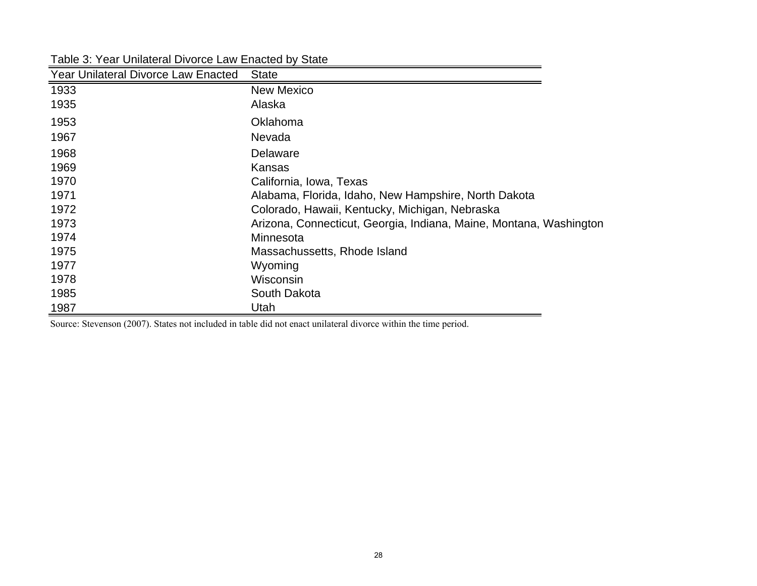Table 3: Year Unilateral Divorce Law Enacted by State

| Year Unilateral Divorce Law Enacted | State |
|---|---|
| 1933 | New Mexico |
| 1935 | Alaska |
| 1953 | Oklahoma |
| 1967 | Nevada |
| 1968 | Delaware |
| 1969 | Kansas |
| 1970 | California, Iowa, Texas |
| 1971 | Alabama, Florida, Idaho, New Hampshire, North Dakota |
| 1972 | Colorado, Hawaii, Kentucky, Michigan, Nebraska |
| 1973 | Arizona, Connecticut, Georgia, Indiana, Maine, Montana, Washington |
| 1974 | Minnesota |
| 1975 | Massachussetts, Rhode Island |
| 1977 | Wyoming |
| 1978 | Wisconsin |
| 1985 | South Dakota |
| 1987 | Utah |

Source: Stevenson (2007). States not included in table did not enact unilateral divorce within the time period.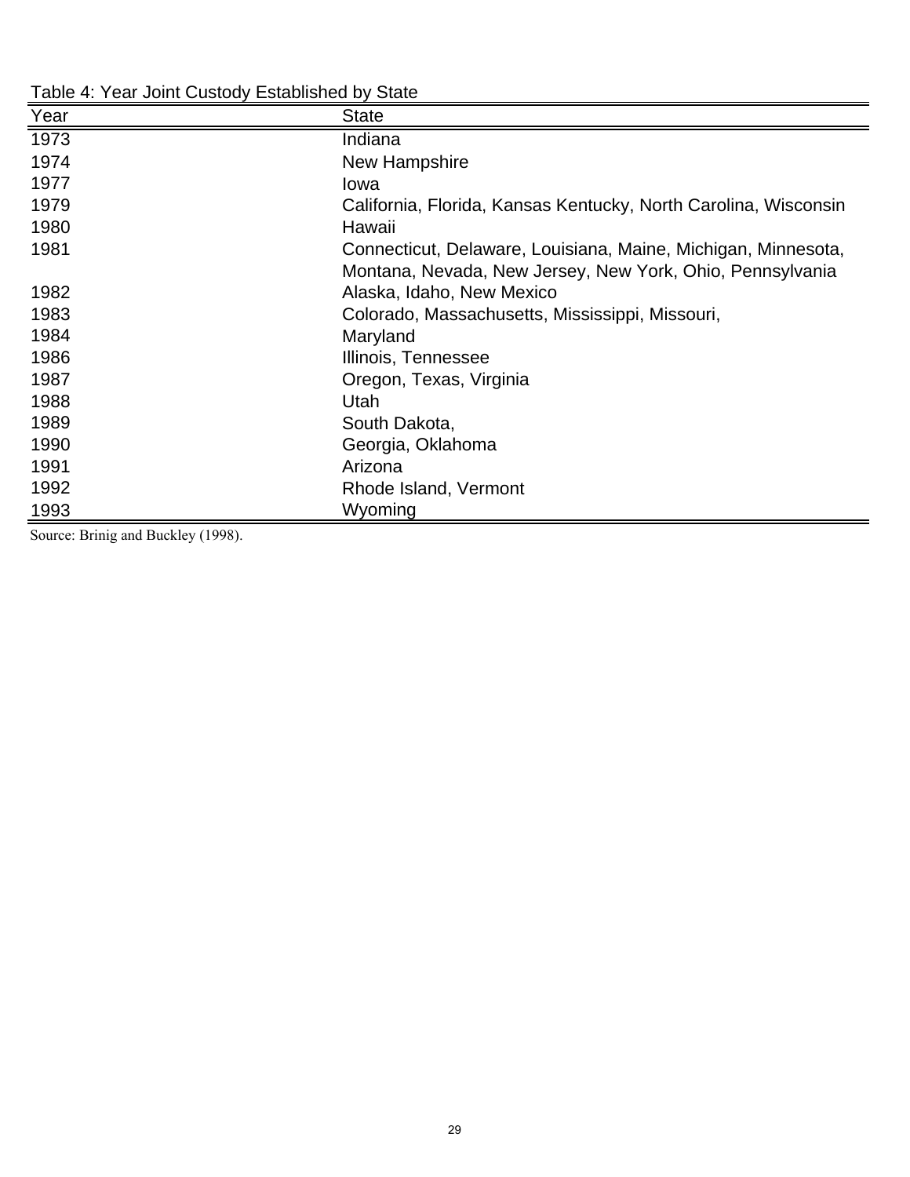Table 4: Year Joint Custody Established by State

| Year | State |
|---|---|
| 1973 | Indiana |
| 1974 | New Hampshire |
| 1977 | Iowa |
| 1979 | California, Florida, Kansas Kentucky, North Carolina, Wisconsin |
| 1980 | Hawaii |
| 1981 | Connecticut, Delaware, Louisiana, Maine, Michigan, Minnesota, Montana, Nevada, New Jersey, New York, Ohio, Pennsylvania |
| 1982 | Alaska, Idaho, New Mexico |
| 1983 | Colorado, Massachusetts, Mississippi, Missouri, |
| 1984 | Maryland |
| 1986 | Illinois, Tennessee |
| 1987 | Oregon, Texas, Virginia |
| 1988 | Utah |
| 1989 | South Dakota, |
| 1990 | Georgia, Oklahoma |
| 1991 | Arizona |
| 1992 | Rhode Island, Vermont |
| 1993 | Wyoming |

Source: Brinig and Buckley (1998).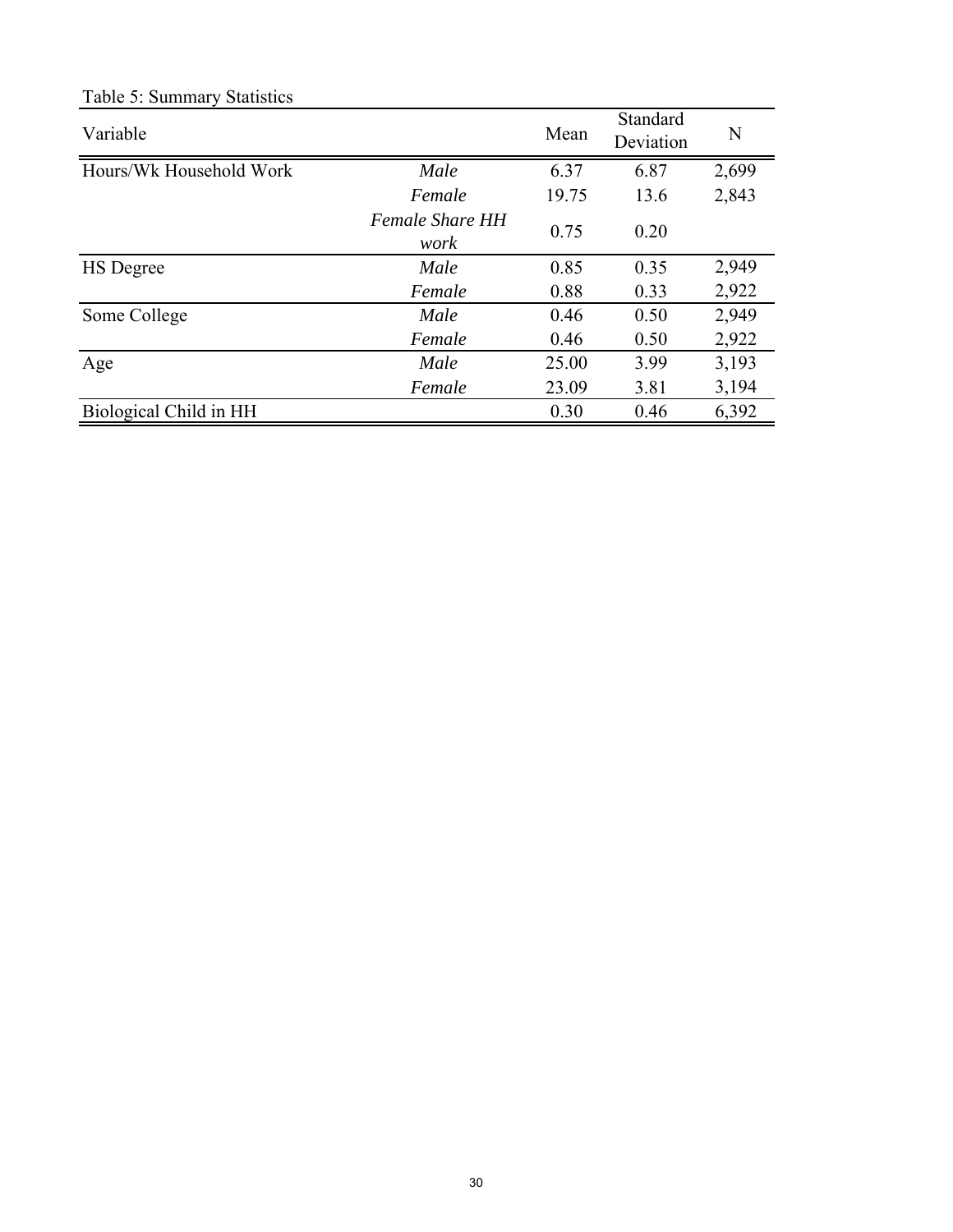Table 5: Summary Statistics

| Variable | | Mean | Standard Deviation | N |
|---|---|---|---|---|
| Hours/Wk Household Work | *Male* | 6.37 | 6.87 | 2,699 |
| | *Female* | 19.75 | 13.6 | 2,843 |
| | *Female Share HH work* | 0.75 | 0.20 | |
| HS Degree | *Male* | 0.85 | 0.35 | 2,949 |
| | *Female* | 0.88 | 0.33 | 2,922 |
| Some College | *Male* | 0.46 | 0.50 | 2,949 |
| | *Female* | 0.46 | 0.50 | 2,922 |
| Age | *Male* | 25.00 | 3.99 | 3,193 |
| | *Female* | 23.09 | 3.81 | 3,194 |
| Biological Child in HH | | 0.30 | 0.46 | 6,392 |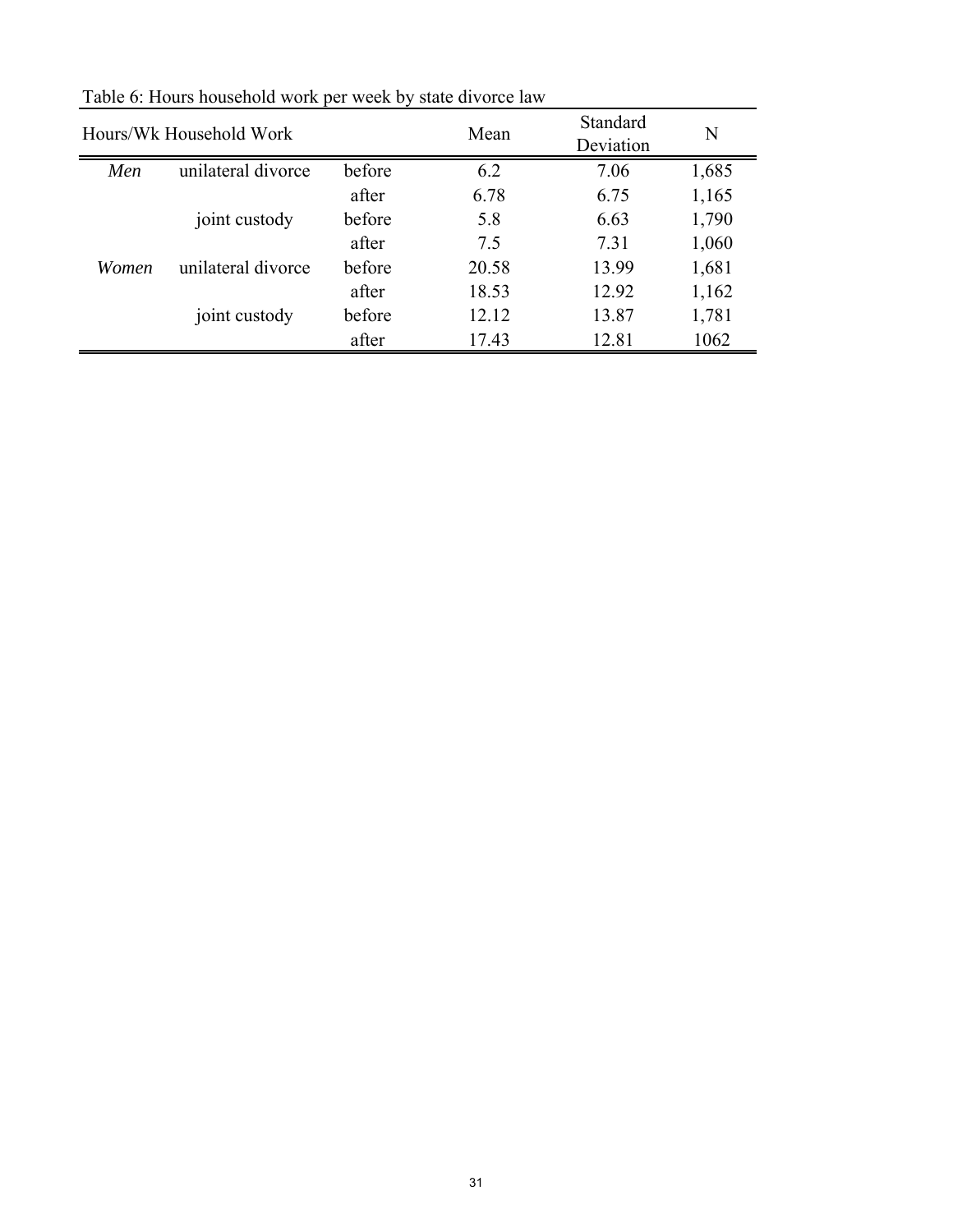Table 6: Hours household work per week by state divorce law

| Hours/Wk Household Work | | | Mean | Standard Deviation | N |
|---|---|---|---|---|---|
| *Men* | unilateral divorce | before | 6.2 | 7.06 | 1,685 |
| | | after | 6.78 | 6.75 | 1,165 |
| | joint custody | before | 5.8 | 6.63 | 1,790 |
| | | after | 7.5 | 7.31 | 1,060 |
| *Women* | unilateral divorce | before | 20.58 | 13.99 | 1,681 |
| | | after | 18.53 | 12.92 | 1,162 |
| | joint custody | before | 12.12 | 13.87 | 1,781 |
| | | after | 17.43 | 12.81 | 1062 |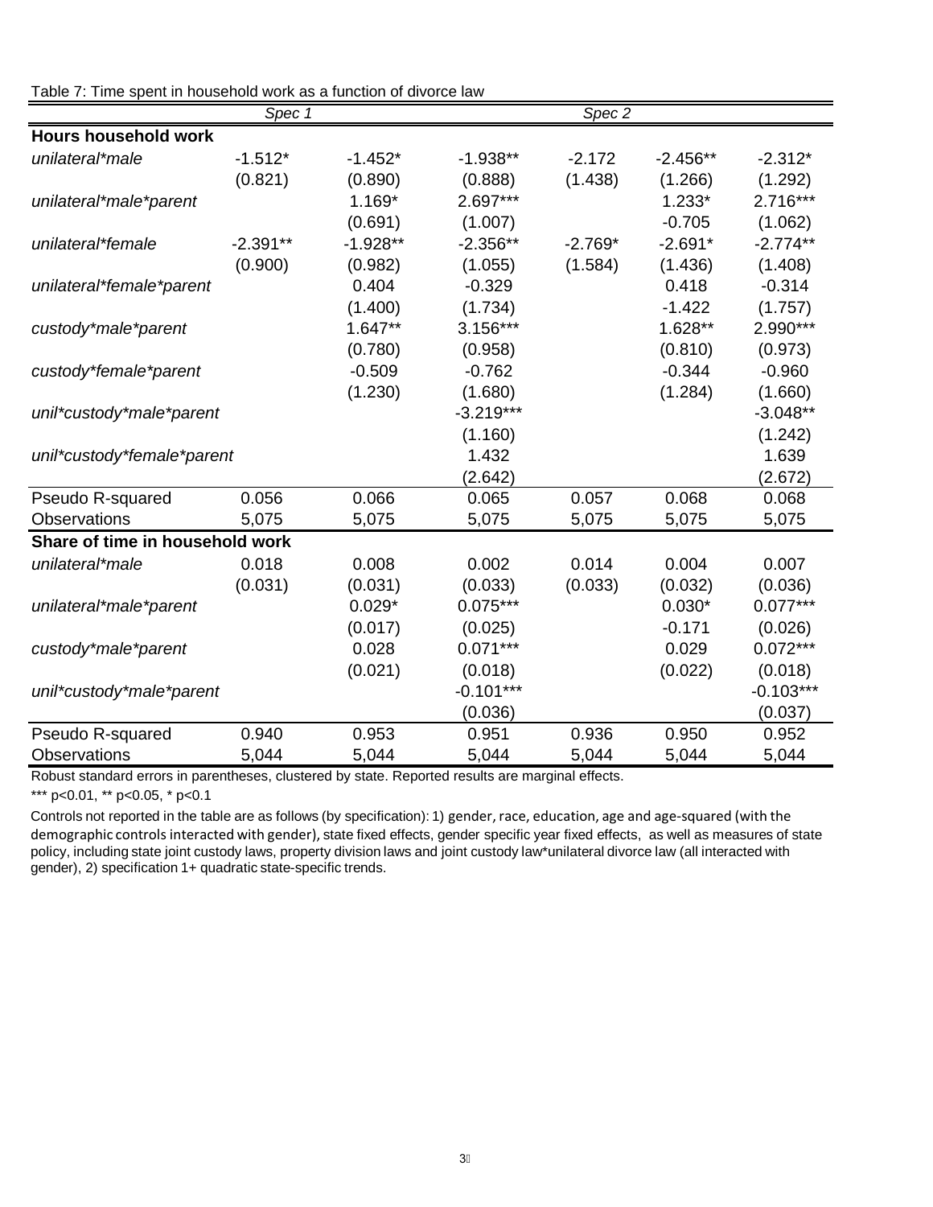Table 7: Time spent in household work as a function of divorce law

| | Spec 1 | | | Spec 2 | | |
|---|---|---|---|---|---|---|
| **Hours household work** | | | | | | |
| *unilateral*male* | -1.512* | -1.452* | -1.938** | -2.172 | -2.456** | -2.312* |
| | (0.821) | (0.890) | (0.888) | (1.438) | (1.266) | (1.292) |
| *unilateral*male*parent* | | 1.169* | 2.697*** | | 1.233* | 2.716*** |
| | | (0.691) | (1.007) | | -0.705 | (1.062) |
| *unilateral*female* | -2.391** | -1.928** | -2.356** | -2.769* | -2.691* | -2.774** |
| | (0.900) | (0.982) | (1.055) | (1.584) | (1.436) | (1.408) |
| *unilateral*female*parent* | | 0.404 | -0.329 | | 0.418 | -0.314 |
| | | (1.400) | (1.734) | | -1.422 | (1.757) |
| *custody*male*parent* | | 1.647** | 3.156*** | | 1.628** | 2.990*** |
| | | (0.780) | (0.958) | | (0.810) | (0.973) |
| *custody*female*parent* | | -0.509 | -0.762 | | -0.344 | -0.960 |
| | | (1.230) | (1.680) | | (1.284) | (1.660) |
| *unil*custody*male*parent* | | | -3.219*** | | | -3.048** |
| | | | (1.160) | | | (1.242) |
| *unil*custody*female*parent* | | | 1.432 | | | 1.639 |
| | | | (2.642) | | | (2.672) |
| Pseudo R-squared | 0.056 | 0.066 | 0.065 | 0.057 | 0.068 | 0.068 |
| Observations | 5,075 | 5,075 | 5,075 | 5,075 | 5,075 | 5,075 |
| **Share of time in household work** | | | | | | |
| *unilateral*male* | 0.018 | 0.008 | 0.002 | 0.014 | 0.004 | 0.007 |
| | (0.031) | (0.031) | (0.033) | (0.033) | (0.032) | (0.036) |
| *unilateral*male*parent* | | 0.029* | 0.075*** | | 0.030* | 0.077*** |
| | | (0.017) | (0.025) | | -0.171 | (0.026) |
| *custody*male*parent* | | 0.028 | 0.071*** | | 0.029 | 0.072*** |
| | | (0.021) | (0.018) | | (0.022) | (0.018) |
| *unil*custody*male*parent* | | | -0.101*** | | | -0.103*** |
| | | | (0.036) | | | (0.037) |
| Pseudo R-squared | 0.940 | 0.953 | 0.951 | 0.936 | 0.950 | 0.952 |
| Observations | 5,044 | 5,044 | 5,044 | 5,044 | 5,044 | 5,044 |

Robust standard errors in parentheses, clustered by state. Reported results are marginal effects.

*** p<0.01, ** p<0.05, * p<0.1

Controls not reported in the table are as follows (by specification): 1) gender, race, education, age and age-squared (with the demographic controls interacted with gender), state fixed effects, gender specific year fixed effects, as well as measures of state policy, including state joint custody laws, property division laws and joint custody law*unilateral divorce law (all interacted with gender), 2) specification 1+ quadratic state-specific trends.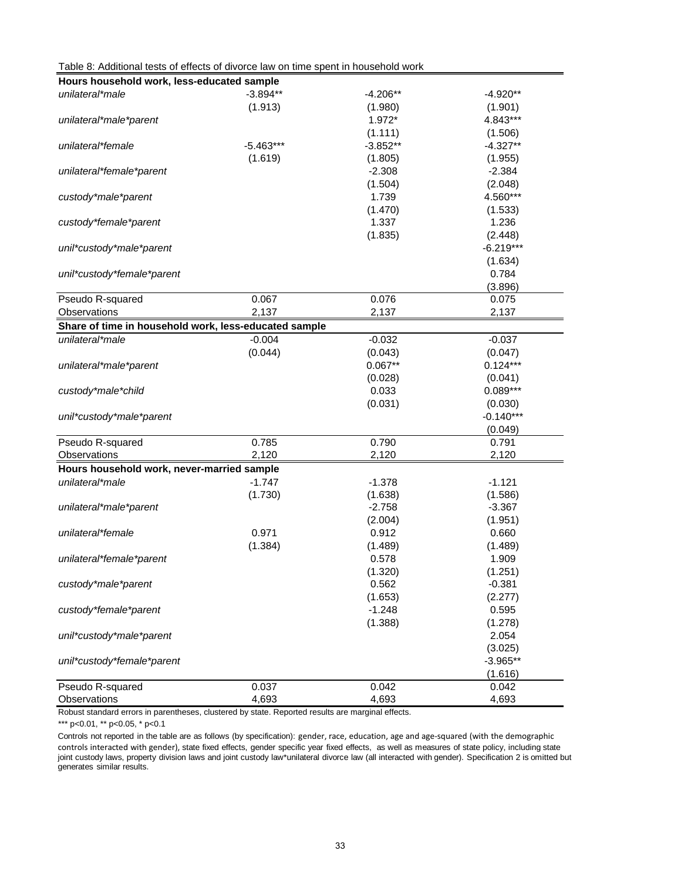Table 8: Additional tests of effects of divorce law on time spent in household work

| | | | |
|---|---|---|---|
| **Hours household work, less-educated sample** | | | |
| *unilateral\*male* | -3.894** | -4.206** | -4.920** |
| | (1.913) | (1.980) | (1.901) |
| *unilateral\*male\*parent* | | 1.972* | 4.843*** |
| | | (1.111) | (1.506) |
| *unilateral\*female* | -5.463*** | -3.852** | -4.327** |
| | (1.619) | (1.805) | (1.955) |
| *unilateral\*female\*parent* | | -2.308 | -2.384 |
| | | (1.504) | (2.048) |
| *custody\*male\*parent* | | 1.739 | 4.560*** |
| | | (1.470) | (1.533) |
| *custody\*female\*parent* | | 1.337 | 1.236 |
| | | (1.835) | (2.448) |
| *unil\*custody\*male\*parent* | | | -6.219*** |
| | | | (1.634) |
| *unil\*custody\*female\*parent* | | | 0.784 |
| | | | (3.896) |
| Pseudo R-squared | 0.067 | 0.076 | 0.075 |
| Observations | 2,137 | 2,137 | 2,137 |
| **Share of time in household work, less-educated sample** | | | |
| *unilateral\*male* | -0.004 | -0.032 | -0.037 |
| | (0.044) | (0.043) | (0.047) |
| *unilateral\*male\*parent* | | 0.067** | 0.124*** |
| | | (0.028) | (0.041) |
| *custody\*male\*child* | | 0.033 | 0.089*** |
| | | (0.031) | (0.030) |
| *unil\*custody\*male\*parent* | | | -0.140*** |
| | | | (0.049) |
| Pseudo R-squared | 0.785 | 0.790 | 0.791 |
| Observations | 2,120 | 2,120 | 2,120 |
| **Hours household work, never-married sample** | | | |
| *unilateral\*male* | -1.747 | -1.378 | -1.121 |
| | (1.730) | (1.638) | (1.586) |
| *unilateral\*male\*parent* | | -2.758 | -3.367 |
| | | (2.004) | (1.951) |
| *unilateral\*female* | 0.971 | 0.912 | 0.660 |
| | (1.384) | (1.489) | (1.489) |
| *unilateral\*female\*parent* | | 0.578 | 1.909 |
| | | (1.320) | (1.251) |
| *custody\*male\*parent* | | 0.562 | -0.381 |
| | | (1.653) | (2.277) |
| *custody\*female\*parent* | | -1.248 | 0.595 |
| | | (1.388) | (1.278) |
| *unil\*custody\*male\*parent* | | | 2.054 |
| | | | (3.025) |
| *unil\*custody\*female\*parent* | | | -3.965** |
| | | | (1.616) |
| Pseudo R-squared | 0.037 | 0.042 | 0.042 |
| Observations | 4,693 | 4,693 | 4,693 |

Robust standard errors in parentheses, clustered by state. Reported results are marginal effects.

*** p<0.01, ** p<0.05, * p<0.1

Controls not reported in the table are as follows (by specification): gender, race, education, age and age-squared (with the demographic controls interacted with gender), state fixed effects, gender specific year fixed effects, as well as measures of state policy, including state joint custody laws, property division laws and joint custody law*unilateral divorce law (all interacted with gender). Specification 2 is omitted but generates similar results.